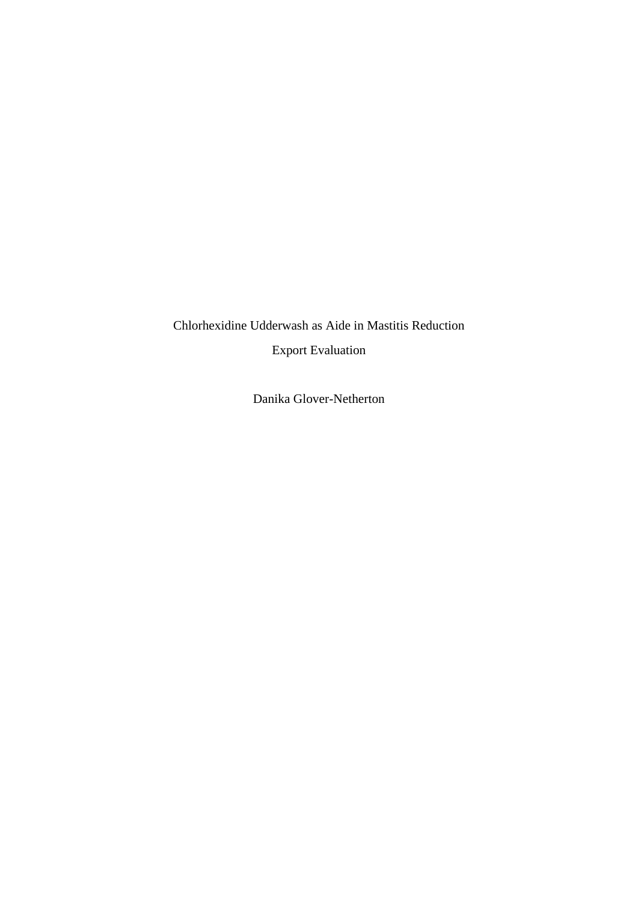Chlorhexidine Udderwash as Aide in Mastitis Reduction

Export Evaluation

Danika Glover-Netherton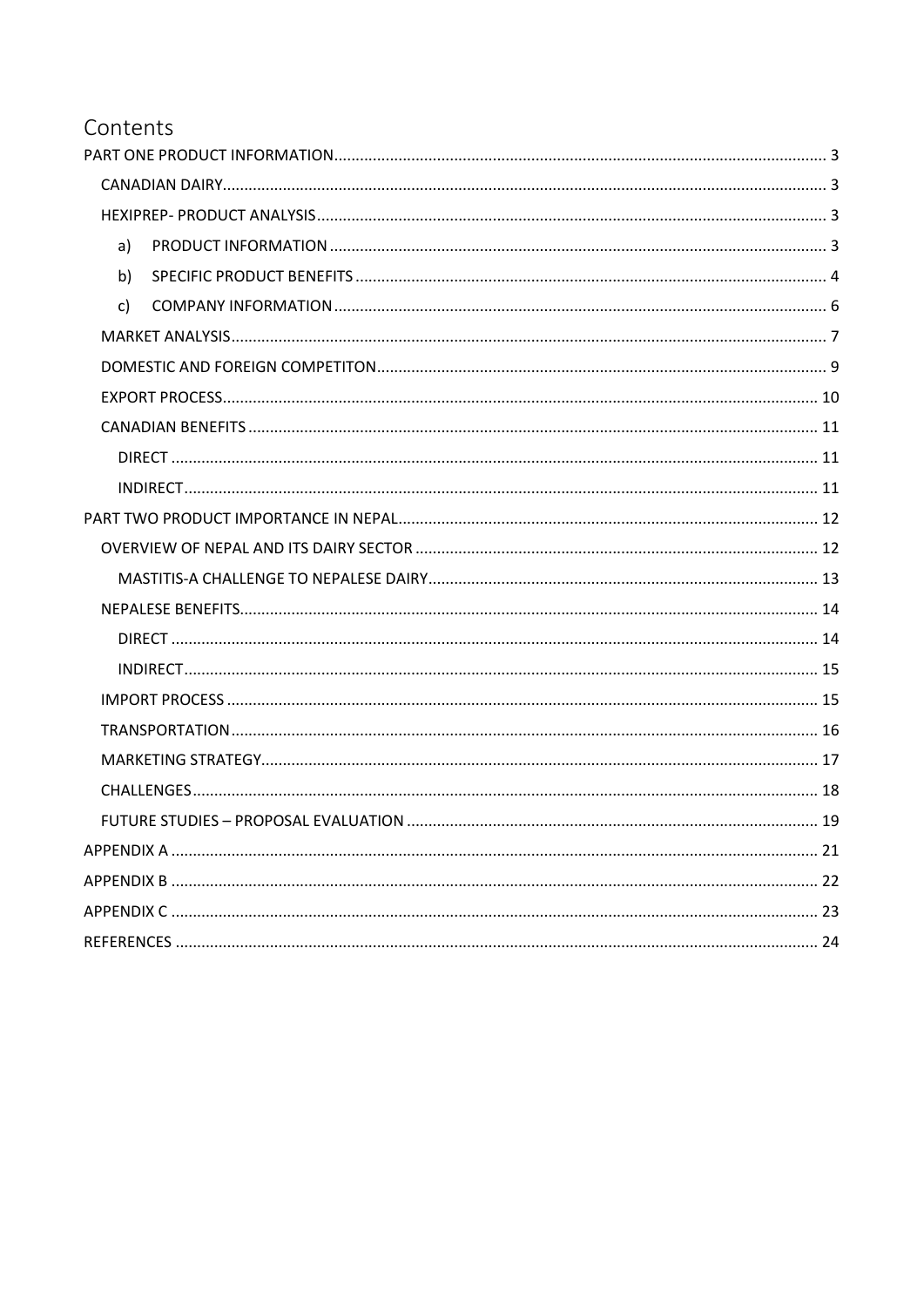# Contents

PART ONE PRODUCT INFORMATION ........ 3

- CANADIAN DAIRY ........ 3
- HEXIPREP- PRODUCT ANALYSIS ........ 3
  - a) PRODUCT INFORMATION ........ 3
  - b) SPECIFIC PRODUCT BENEFITS ........ 4
  - c) COMPANY INFORMATION ........ 6
- MARKET ANALYSIS ........ 7
- DOMESTIC AND FOREIGN COMPETITON ........ 9
- EXPORT PROCESS ........ 10
- CANADIAN BENEFITS ........ 11
  - DIRECT ........ 11
  - INDIRECT ........ 11

PART TWO PRODUCT IMPORTANCE IN NEPAL ........ 12

- OVERVIEW OF NEPAL AND ITS DAIRY SECTOR ........ 12
  - MASTITIS-A CHALLENGE TO NEPALESE DAIRY ........ 13
- NEPALESE BENEFITS ........ 14
  - DIRECT ........ 14
  - INDIRECT ........ 15
- IMPORT PROCESS ........ 15
- TRANSPORTATION ........ 16
- MARKETING STRATEGY ........ 17
- CHALLENGES ........ 18
- FUTURE STUDIES – PROPOSAL EVALUATION ........ 19

APPENDIX A ........ 21

APPENDIX B ........ 22

APPENDIX C ........ 23

REFERENCES ........ 24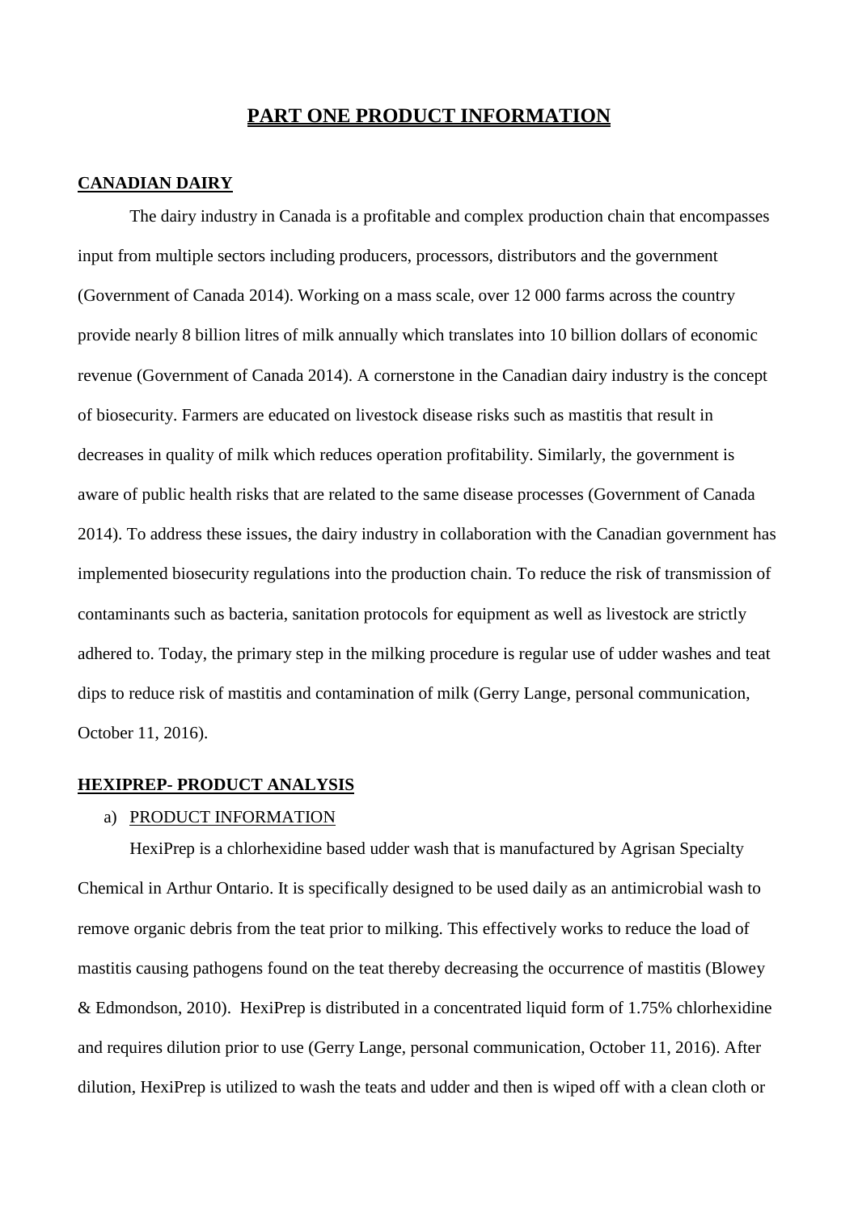# PART ONE PRODUCT INFORMATION

## CANADIAN DAIRY

The dairy industry in Canada is a profitable and complex production chain that encompasses input from multiple sectors including producers, processors, distributors and the government (Government of Canada 2014). Working on a mass scale, over 12 000 farms across the country provide nearly 8 billion litres of milk annually which translates into 10 billion dollars of economic revenue (Government of Canada 2014). A cornerstone in the Canadian dairy industry is the concept of biosecurity. Farmers are educated on livestock disease risks such as mastitis that result in decreases in quality of milk which reduces operation profitability. Similarly, the government is aware of public health risks that are related to the same disease processes (Government of Canada 2014). To address these issues, the dairy industry in collaboration with the Canadian government has implemented biosecurity regulations into the production chain. To reduce the risk of transmission of contaminants such as bacteria, sanitation protocols for equipment as well as livestock are strictly adhered to. Today, the primary step in the milking procedure is regular use of udder washes and teat dips to reduce risk of mastitis and contamination of milk (Gerry Lange, personal communication, October 11, 2016).

## HEXIPREP- PRODUCT ANALYSIS

a) PRODUCT INFORMATION

HexiPrep is a chlorhexidine based udder wash that is manufactured by Agrisan Specialty Chemical in Arthur Ontario. It is specifically designed to be used daily as an antimicrobial wash to remove organic debris from the teat prior to milking. This effectively works to reduce the load of mastitis causing pathogens found on the teat thereby decreasing the occurrence of mastitis (Blowey & Edmondson, 2010). HexiPrep is distributed in a concentrated liquid form of 1.75% chlorhexidine and requires dilution prior to use (Gerry Lange, personal communication, October 11, 2016). After dilution, HexiPrep is utilized to wash the teats and udder and then is wiped off with a clean cloth or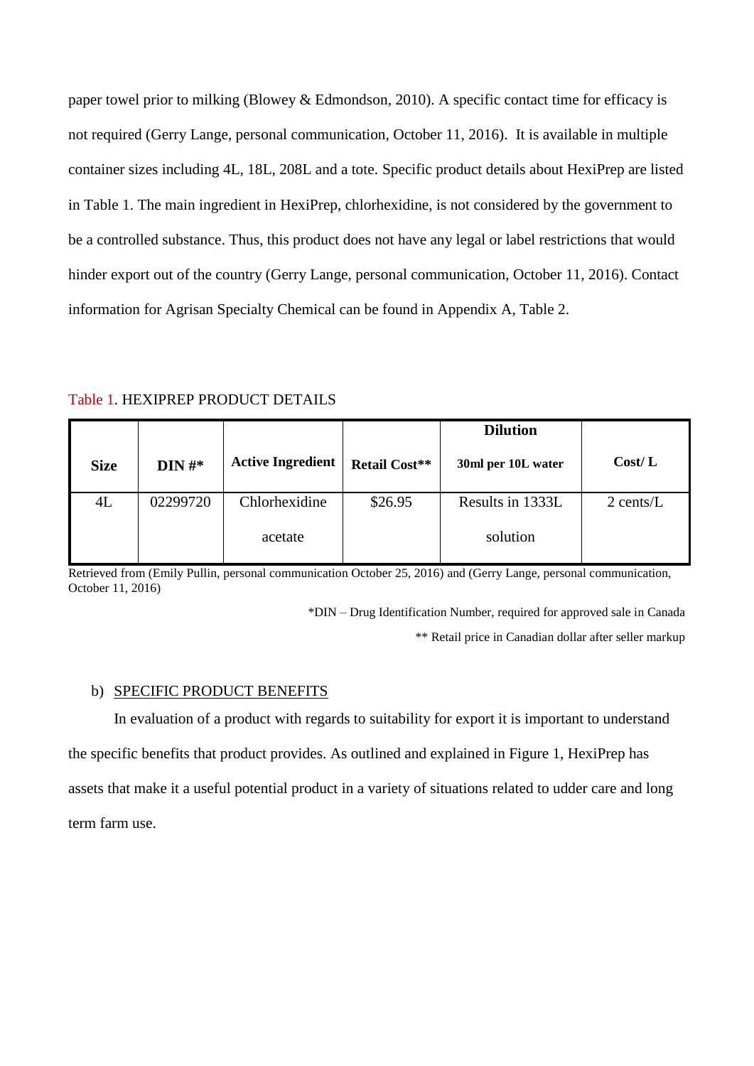paper towel prior to milking (Blowey & Edmondson, 2010). A specific contact time for efficacy is not required (Gerry Lange, personal communication, October 11, 2016). It is available in multiple container sizes including 4L, 18L, 208L and a tote. Specific product details about HexiPrep are listed in Table 1. The main ingredient in HexiPrep, chlorhexidine, is not considered by the government to be a controlled substance. Thus, this product does not have any legal or label restrictions that would hinder export out of the country (Gerry Lange, personal communication, October 11, 2016). Contact information for Agrisan Specialty Chemical can be found in Appendix A, Table 2.

Table 1. HEXIPREP PRODUCT DETAILS

| Size | DIN #* | Active Ingredient | Retail Cost** | Dilution 30ml per 10L water | Cost/ L |
|---|---|---|---|---|---|
| 4L | 02299720 | Chlorhexidine acetate | $26.95 | Results in 1333L solution | 2 cents/L |

Retrieved from (Emily Pullin, personal communication October 25, 2016) and (Gerry Lange, personal communication, October 11, 2016)

*DIN – Drug Identification Number, required for approved sale in Canada

** Retail price in Canadian dollar after seller markup

b) SPECIFIC PRODUCT BENEFITS

In evaluation of a product with regards to suitability for export it is important to understand the specific benefits that product provides. As outlined and explained in Figure 1, HexiPrep has assets that make it a useful potential product in a variety of situations related to udder care and long term farm use.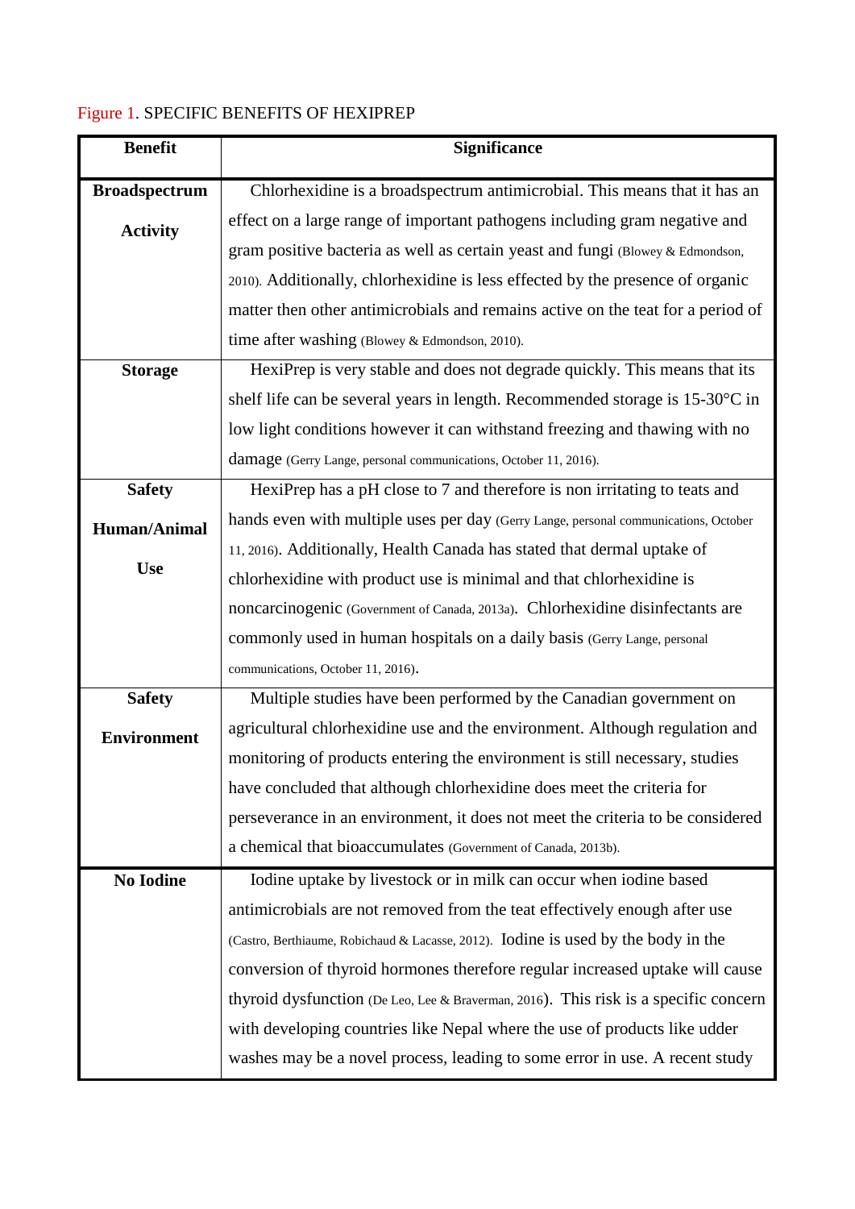Figure 1. SPECIFIC BENEFITS OF HEXIPREP

| Benefit | Significance |
|---|---|
| **Broadspectrum Activity** | Chlorhexidine is a broadspectrum antimicrobial. This means that it has an effect on a large range of important pathogens including gram negative and gram positive bacteria as well as certain yeast and fungi (Blowey & Edmondson, 2010). Additionally, chlorhexidine is less effected by the presence of organic matter then other antimicrobials and remains active on the teat for a period of time after washing (Blowey & Edmondson, 2010). |
| **Storage** | HexiPrep is very stable and does not degrade quickly. This means that its shelf life can be several years in length. Recommended storage is 15-30°C in low light conditions however it can withstand freezing and thawing with no damage (Gerry Lange, personal communications, October 11, 2016). |
| **Safety Human/Animal Use** | HexiPrep has a pH close to 7 and therefore is non irritating to teats and hands even with multiple uses per day (Gerry Lange, personal communications, October 11, 2016). Additionally, Health Canada has stated that dermal uptake of chlorhexidine with product use is minimal and that chlorhexidine is noncarcinogenic (Government of Canada, 2013a). Chlorhexidine disinfectants are commonly used in human hospitals on a daily basis (Gerry Lange, personal communications, October 11, 2016). |
| **Safety Environment** | Multiple studies have been performed by the Canadian government on agricultural chlorhexidine use and the environment. Although regulation and monitoring of products entering the environment is still necessary, studies have concluded that although chlorhexidine does meet the criteria for perseverance in an environment, it does not meet the criteria to be considered a chemical that bioaccumulates (Government of Canada, 2013b). |
| **No Iodine** | Iodine uptake by livestock or in milk can occur when iodine based antimicrobials are not removed from the teat effectively enough after use (Castro, Berthiaume, Robichaud & Lacasse, 2012). Iodine is used by the body in the conversion of thyroid hormones therefore regular increased uptake will cause thyroid dysfunction (De Leo, Lee & Braverman, 2016). This risk is a specific concern with developing countries like Nepal where the use of products like udder washes may be a novel process, leading to some error in use. A recent study |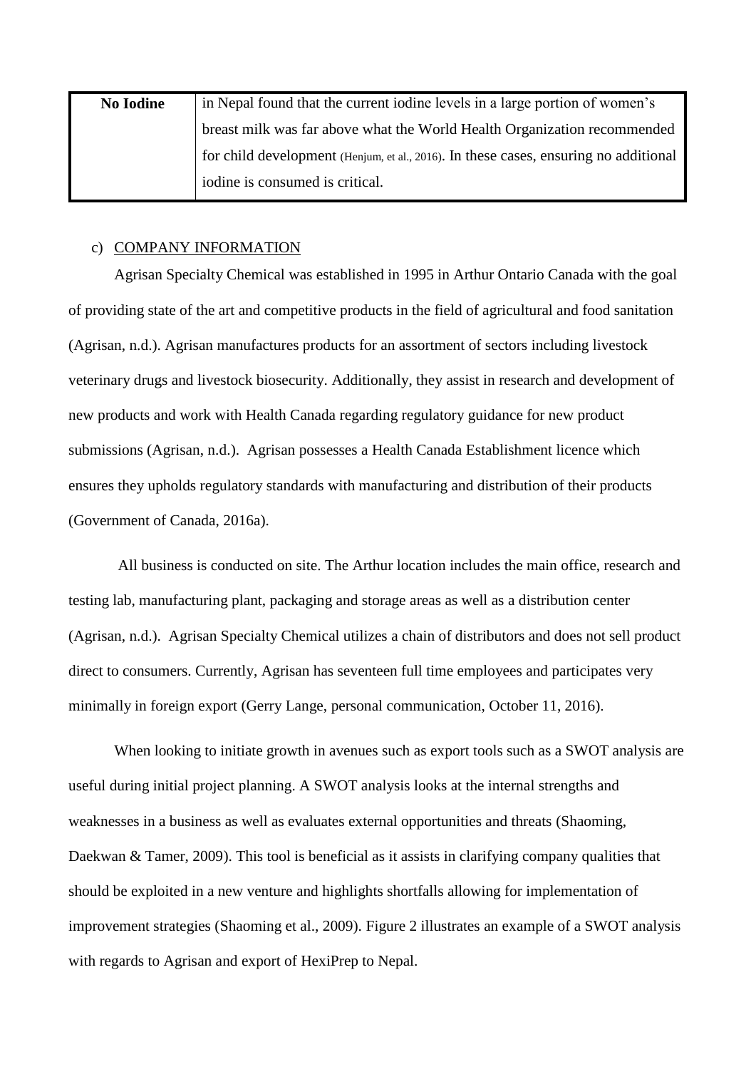| No Iodine | in Nepal found that the current iodine levels in a large portion of women's breast milk was far above what the World Health Organization recommended for child development (Henjum, et al., 2016). In these cases, ensuring no additional iodine is consumed is critical. |
|---|---|

c) COMPANY INFORMATION

Agrisan Specialty Chemical was established in 1995 in Arthur Ontario Canada with the goal of providing state of the art and competitive products in the field of agricultural and food sanitation (Agrisan, n.d.). Agrisan manufactures products for an assortment of sectors including livestock veterinary drugs and livestock biosecurity. Additionally, they assist in research and development of new products and work with Health Canada regarding regulatory guidance for new product submissions (Agrisan, n.d.). Agrisan possesses a Health Canada Establishment licence which ensures they upholds regulatory standards with manufacturing and distribution of their products (Government of Canada, 2016a).

All business is conducted on site. The Arthur location includes the main office, research and testing lab, manufacturing plant, packaging and storage areas as well as a distribution center (Agrisan, n.d.). Agrisan Specialty Chemical utilizes a chain of distributors and does not sell product direct to consumers. Currently, Agrisan has seventeen full time employees and participates very minimally in foreign export (Gerry Lange, personal communication, October 11, 2016).

When looking to initiate growth in avenues such as export tools such as a SWOT analysis are useful during initial project planning. A SWOT analysis looks at the internal strengths and weaknesses in a business as well as evaluates external opportunities and threats (Shaoming, Daekwan & Tamer, 2009). This tool is beneficial as it assists in clarifying company qualities that should be exploited in a new venture and highlights shortfalls allowing for implementation of improvement strategies (Shaoming et al., 2009). Figure 2 illustrates an example of a SWOT analysis with regards to Agrisan and export of HexiPrep to Nepal.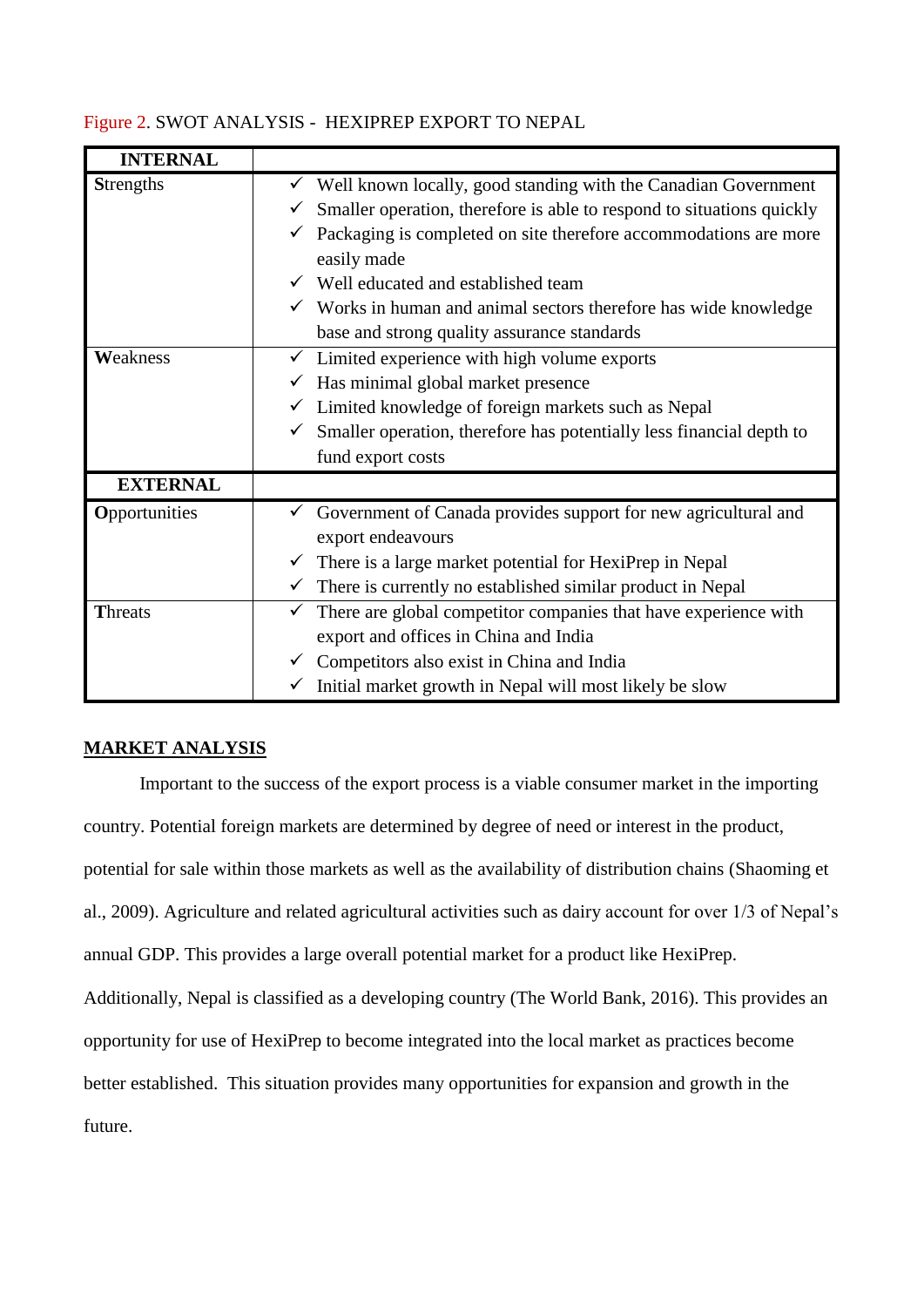Figure 2. SWOT ANALYSIS - HEXIPREP EXPORT TO NEPAL

| **INTERNAL** | |
|---|---|
| **S**trengths | ✓ Well known locally, good standing with the Canadian Government<br>✓ Smaller operation, therefore is able to respond to situations quickly<br>✓ Packaging is completed on site therefore accommodations are more easily made<br>✓ Well educated and established team<br>✓ Works in human and animal sectors therefore has wide knowledge base and strong quality assurance standards |
| **W**eakness | ✓ Limited experience with high volume exports<br>✓ Has minimal global market presence<br>✓ Limited knowledge of foreign markets such as Nepal<br>✓ Smaller operation, therefore has potentially less financial depth to fund export costs |
| **EXTERNAL** | |
| **O**pportunities | ✓ Government of Canada provides support for new agricultural and export endeavours<br>✓ There is a large market potential for HexiPrep in Nepal<br>✓ There is currently no established similar product in Nepal |
| **T**hreats | ✓ There are global competitor companies that have experience with export and offices in China and India<br>✓ Competitors also exist in China and India<br>✓ Initial market growth in Nepal will most likely be slow |

## MARKET ANALYSIS

Important to the success of the export process is a viable consumer market in the importing country. Potential foreign markets are determined by degree of need or interest in the product, potential for sale within those markets as well as the availability of distribution chains (Shaoming et al., 2009). Agriculture and related agricultural activities such as dairy account for over 1/3 of Nepal's annual GDP. This provides a large overall potential market for a product like HexiPrep. Additionally, Nepal is classified as a developing country (The World Bank, 2016). This provides an opportunity for use of HexiPrep to become integrated into the local market as practices become better established. This situation provides many opportunities for expansion and growth in the future.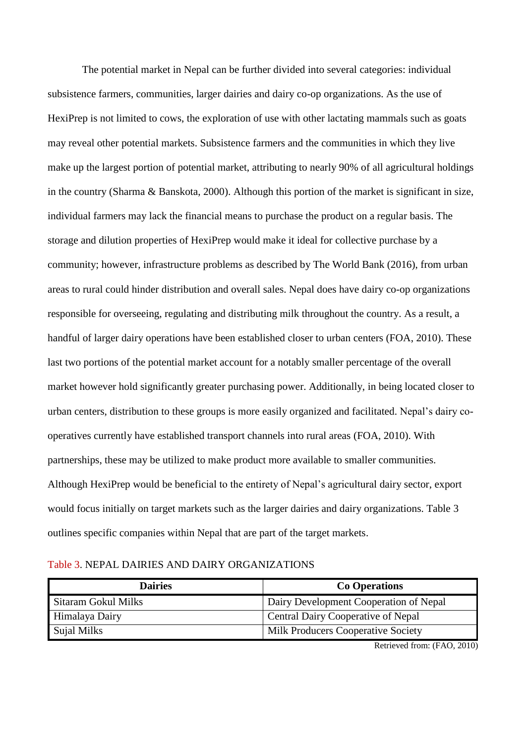The potential market in Nepal can be further divided into several categories: individual subsistence farmers, communities, larger dairies and dairy co-op organizations. As the use of HexiPrep is not limited to cows, the exploration of use with other lactating mammals such as goats may reveal other potential markets. Subsistence farmers and the communities in which they live make up the largest portion of potential market, attributing to nearly 90% of all agricultural holdings in the country (Sharma & Banskota, 2000). Although this portion of the market is significant in size, individual farmers may lack the financial means to purchase the product on a regular basis. The storage and dilution properties of HexiPrep would make it ideal for collective purchase by a community; however, infrastructure problems as described by The World Bank (2016), from urban areas to rural could hinder distribution and overall sales. Nepal does have dairy co-op organizations responsible for overseeing, regulating and distributing milk throughout the country. As a result, a handful of larger dairy operations have been established closer to urban centers (FOA, 2010). These last two portions of the potential market account for a notably smaller percentage of the overall market however hold significantly greater purchasing power. Additionally, in being located closer to urban centers, distribution to these groups is more easily organized and facilitated. Nepal's dairy co-operatives currently have established transport channels into rural areas (FOA, 2010). With partnerships, these may be utilized to make product more available to smaller communities. Although HexiPrep would be beneficial to the entirety of Nepal's agricultural dairy sector, export would focus initially on target markets such as the larger dairies and dairy organizations. Table 3 outlines specific companies within Nepal that are part of the target markets.

Table 3. NEPAL DAIRIES AND DAIRY ORGANIZATIONS

| Dairies | Co Operations |
|---|---|
| Sitaram Gokul Milks | Dairy Development Cooperation of Nepal |
| Himalaya Dairy | Central Dairy Cooperative of Nepal |
| Sujal Milks | Milk Producers Cooperative Society |

Retrieved from: (FAO, 2010)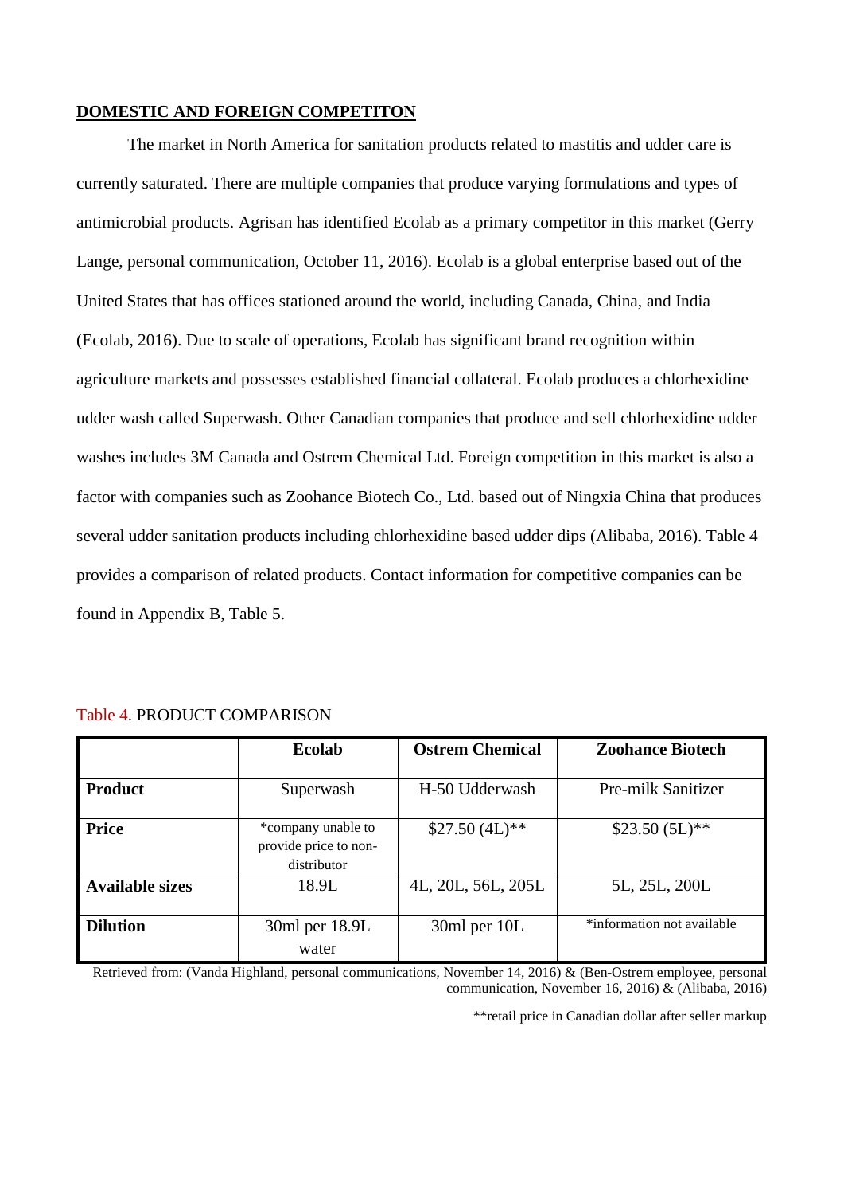## DOMESTIC AND FOREIGN COMPETITON

The market in North America for sanitation products related to mastitis and udder care is currently saturated. There are multiple companies that produce varying formulations and types of antimicrobial products. Agrisan has identified Ecolab as a primary competitor in this market (Gerry Lange, personal communication, October 11, 2016). Ecolab is a global enterprise based out of the United States that has offices stationed around the world, including Canada, China, and India (Ecolab, 2016). Due to scale of operations, Ecolab has significant brand recognition within agriculture markets and possesses established financial collateral. Ecolab produces a chlorhexidine udder wash called Superwash. Other Canadian companies that produce and sell chlorhexidine udder washes includes 3M Canada and Ostrem Chemical Ltd. Foreign competition in this market is also a factor with companies such as Zoohance Biotech Co., Ltd. based out of Ningxia China that produces several udder sanitation products including chlorhexidine based udder dips (Alibaba, 2016). Table 4 provides a comparison of related products. Contact information for competitive companies can be found in Appendix B, Table 5.

Table 4. PRODUCT COMPARISON

| | Ecolab | Ostrem Chemical | Zoohance Biotech |
|---|---|---|---|
| **Product** | Superwash | H-50 Udderwash | Pre-milk Sanitizer |
| **Price** | *company unable to provide price to non-distributor | $27.50 (4L)** | $23.50 (5L)** |
| **Available sizes** | 18.9L | 4L, 20L, 56L, 205L | 5L, 25L, 200L |
| **Dilution** | 30ml per 18.9L water | 30ml per 10L | *information not available |

Retrieved from: (Vanda Highland, personal communications, November 14, 2016) & (Ben-Ostrem employee, personal communication, November 16, 2016) & (Alibaba, 2016)

**retail price in Canadian dollar after seller markup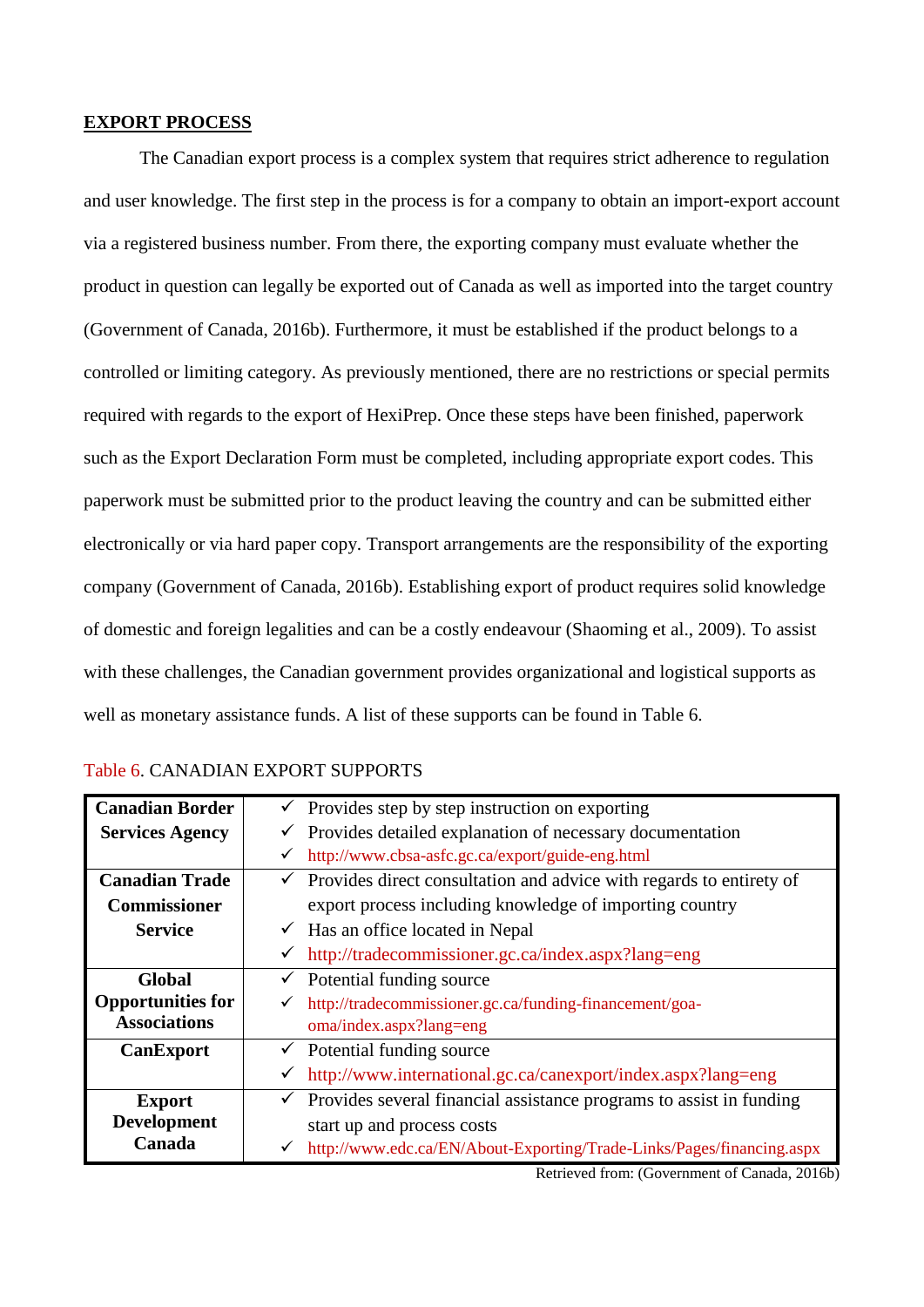## EXPORT PROCESS

The Canadian export process is a complex system that requires strict adherence to regulation and user knowledge. The first step in the process is for a company to obtain an import-export account via a registered business number. From there, the exporting company must evaluate whether the product in question can legally be exported out of Canada as well as imported into the target country (Government of Canada, 2016b). Furthermore, it must be established if the product belongs to a controlled or limiting category. As previously mentioned, there are no restrictions or special permits required with regards to the export of HexiPrep. Once these steps have been finished, paperwork such as the Export Declaration Form must be completed, including appropriate export codes. This paperwork must be submitted prior to the product leaving the country and can be submitted either electronically or via hard paper copy. Transport arrangements are the responsibility of the exporting company (Government of Canada, 2016b). Establishing export of product requires solid knowledge of domestic and foreign legalities and can be a costly endeavour (Shaoming et al., 2009). To assist with these challenges, the Canadian government provides organizational and logistical supports as well as monetary assistance funds. A list of these supports can be found in Table 6.

Table 6. CANADIAN EXPORT SUPPORTS

| | |
|---|---|
| **Canadian Border Services Agency** | ✓ Provides step by step instruction on exporting<br>✓ Provides detailed explanation of necessary documentation<br>✓ http://www.cbsa-asfc.gc.ca/export/guide-eng.html |
| **Canadian Trade Commissioner Service** | ✓ Provides direct consultation and advice with regards to entirety of export process including knowledge of importing country<br>✓ Has an office located in Nepal<br>✓ http://tradecommissioner.gc.ca/index.aspx?lang=eng |
| **Global Opportunities for Associations** | ✓ Potential funding source<br>✓ http://tradecommissioner.gc.ca/funding-financement/goa-oma/index.aspx?lang=eng |
| **CanExport** | ✓ Potential funding source<br>✓ http://www.international.gc.ca/canexport/index.aspx?lang=eng |
| **Export Development Canada** | ✓ Provides several financial assistance programs to assist in funding start up and process costs<br>✓ http://www.edc.ca/EN/About-Exporting/Trade-Links/Pages/financing.aspx |

Retrieved from: (Government of Canada, 2016b)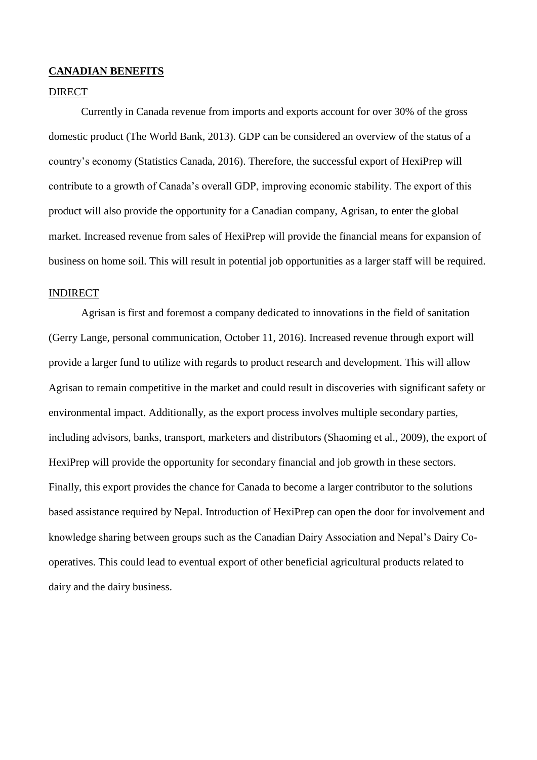## CANADIAN BENEFITS

### DIRECT

Currently in Canada revenue from imports and exports account for over 30% of the gross domestic product (The World Bank, 2013). GDP can be considered an overview of the status of a country's economy (Statistics Canada, 2016). Therefore, the successful export of HexiPrep will contribute to a growth of Canada's overall GDP, improving economic stability. The export of this product will also provide the opportunity for a Canadian company, Agrisan, to enter the global market. Increased revenue from sales of HexiPrep will provide the financial means for expansion of business on home soil. This will result in potential job opportunities as a larger staff will be required.

### INDIRECT

Agrisan is first and foremost a company dedicated to innovations in the field of sanitation (Gerry Lange, personal communication, October 11, 2016). Increased revenue through export will provide a larger fund to utilize with regards to product research and development. This will allow Agrisan to remain competitive in the market and could result in discoveries with significant safety or environmental impact. Additionally, as the export process involves multiple secondary parties, including advisors, banks, transport, marketers and distributors (Shaoming et al., 2009), the export of HexiPrep will provide the opportunity for secondary financial and job growth in these sectors. Finally, this export provides the chance for Canada to become a larger contributor to the solutions based assistance required by Nepal. Introduction of HexiPrep can open the door for involvement and knowledge sharing between groups such as the Canadian Dairy Association and Nepal's Dairy Co-operatives. This could lead to eventual export of other beneficial agricultural products related to dairy and the dairy business.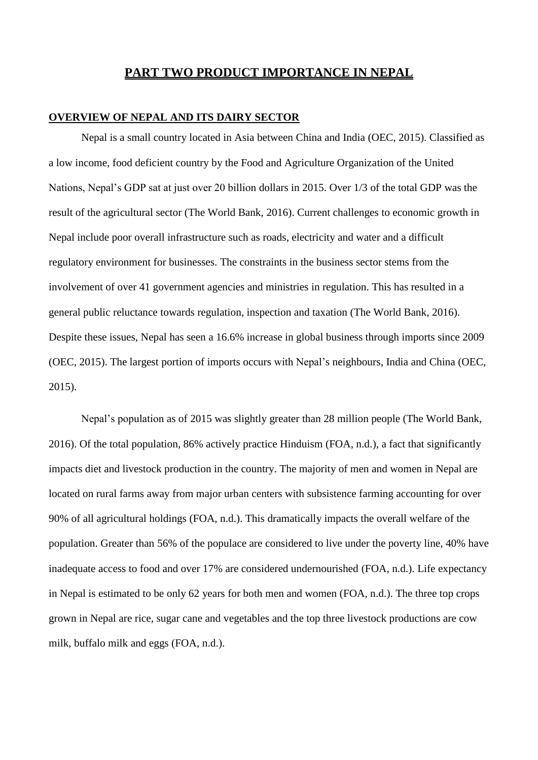# PART TWO PRODUCT IMPORTANCE IN NEPAL

## OVERVIEW OF NEPAL AND ITS DAIRY SECTOR

Nepal is a small country located in Asia between China and India (OEC, 2015). Classified as a low income, food deficient country by the Food and Agriculture Organization of the United Nations, Nepal's GDP sat at just over 20 billion dollars in 2015. Over 1/3 of the total GDP was the result of the agricultural sector (The World Bank, 2016). Current challenges to economic growth in Nepal include poor overall infrastructure such as roads, electricity and water and a difficult regulatory environment for businesses. The constraints in the business sector stems from the involvement of over 41 government agencies and ministries in regulation. This has resulted in a general public reluctance towards regulation, inspection and taxation (The World Bank, 2016). Despite these issues, Nepal has seen a 16.6% increase in global business through imports since 2009 (OEC, 2015). The largest portion of imports occurs with Nepal's neighbours, India and China (OEC, 2015).

Nepal's population as of 2015 was slightly greater than 28 million people (The World Bank, 2016). Of the total population, 86% actively practice Hinduism (FOA, n.d.), a fact that significantly impacts diet and livestock production in the country. The majority of men and women in Nepal are located on rural farms away from major urban centers with subsistence farming accounting for over 90% of all agricultural holdings (FOA, n.d.). This dramatically impacts the overall welfare of the population. Greater than 56% of the populace are considered to live under the poverty line, 40% have inadequate access to food and over 17% are considered undernourished (FOA, n.d.). Life expectancy in Nepal is estimated to be only 62 years for both men and women (FOA, n.d.). The three top crops grown in Nepal are rice, sugar cane and vegetables and the top three livestock productions are cow milk, buffalo milk and eggs (FOA, n.d.).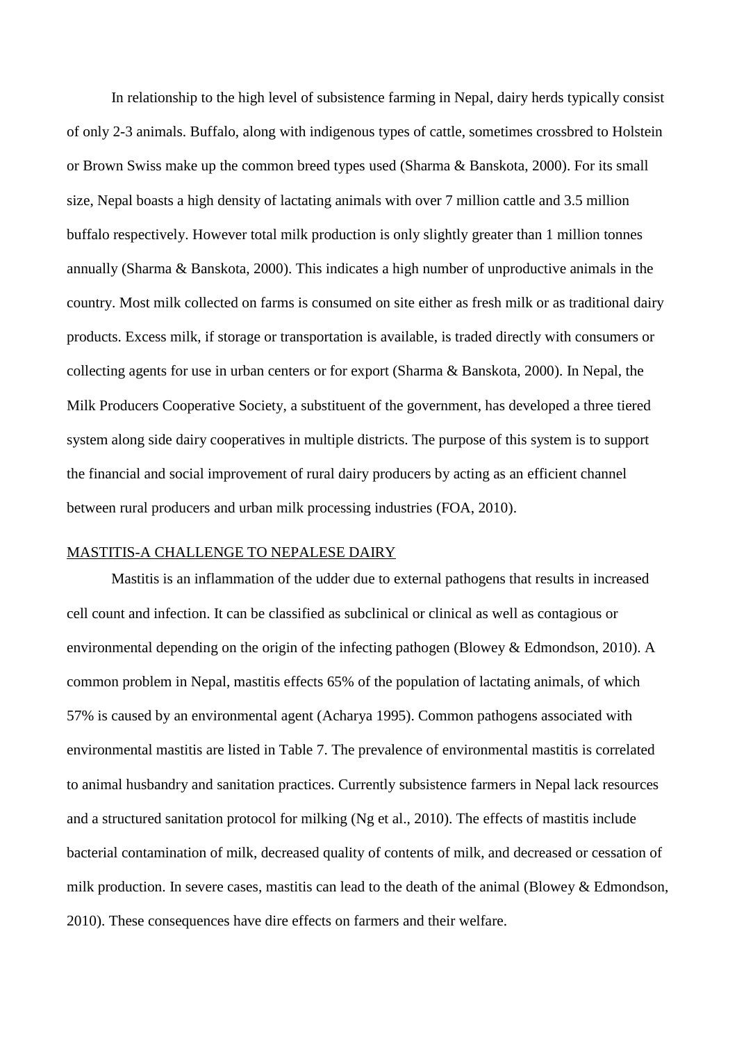In relationship to the high level of subsistence farming in Nepal, dairy herds typically consist of only 2-3 animals. Buffalo, along with indigenous types of cattle, sometimes crossbred to Holstein or Brown Swiss make up the common breed types used (Sharma & Banskota, 2000). For its small size, Nepal boasts a high density of lactating animals with over 7 million cattle and 3.5 million buffalo respectively. However total milk production is only slightly greater than 1 million tonnes annually (Sharma & Banskota, 2000). This indicates a high number of unproductive animals in the country. Most milk collected on farms is consumed on site either as fresh milk or as traditional dairy products. Excess milk, if storage or transportation is available, is traded directly with consumers or collecting agents for use in urban centers or for export (Sharma & Banskota, 2000). In Nepal, the Milk Producers Cooperative Society, a substituent of the government, has developed a three tiered system along side dairy cooperatives in multiple districts. The purpose of this system is to support the financial and social improvement of rural dairy producers by acting as an efficient channel between rural producers and urban milk processing industries (FOA, 2010).

## MASTITIS-A CHALLENGE TO NEPALESE DAIRY

Mastitis is an inflammation of the udder due to external pathogens that results in increased cell count and infection. It can be classified as subclinical or clinical as well as contagious or environmental depending on the origin of the infecting pathogen (Blowey & Edmondson, 2010). A common problem in Nepal, mastitis effects 65% of the population of lactating animals, of which 57% is caused by an environmental agent (Acharya 1995). Common pathogens associated with environmental mastitis are listed in Table 7. The prevalence of environmental mastitis is correlated to animal husbandry and sanitation practices. Currently subsistence farmers in Nepal lack resources and a structured sanitation protocol for milking (Ng et al., 2010). The effects of mastitis include bacterial contamination of milk, decreased quality of contents of milk, and decreased or cessation of milk production. In severe cases, mastitis can lead to the death of the animal (Blowey & Edmondson, 2010). These consequences have dire effects on farmers and their welfare.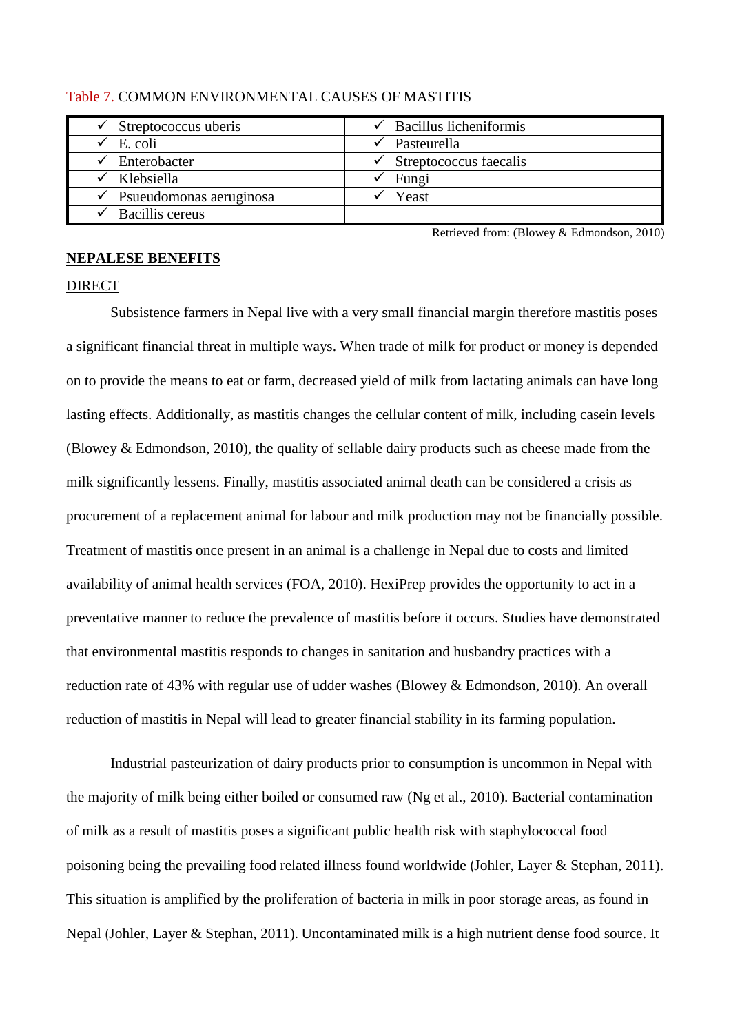Table 7. COMMON ENVIRONMENTAL CAUSES OF MASTITIS

| | |
|---|---|
| ✓ Streptococcus uberis | ✓ Bacillus licheniformis |
| ✓ E. coli | ✓ Pasteurella |
| ✓ Enterobacter | ✓ Streptococcus faecalis |
| ✓ Klebsiella | ✓ Fungi |
| ✓ Psueudomonas aeruginosa | ✓ Yeast |
| ✓ Bacillis cereus | |

Retrieved from: (Blowey & Edmondson, 2010)

## NEPALESE BENEFITS

### DIRECT

Subsistence farmers in Nepal live with a very small financial margin therefore mastitis poses a significant financial threat in multiple ways. When trade of milk for product or money is depended on to provide the means to eat or farm, decreased yield of milk from lactating animals can have long lasting effects. Additionally, as mastitis changes the cellular content of milk, including casein levels (Blowey & Edmondson, 2010), the quality of sellable dairy products such as cheese made from the milk significantly lessens. Finally, mastitis associated animal death can be considered a crisis as procurement of a replacement animal for labour and milk production may not be financially possible. Treatment of mastitis once present in an animal is a challenge in Nepal due to costs and limited availability of animal health services (FOA, 2010). HexiPrep provides the opportunity to act in a preventative manner to reduce the prevalence of mastitis before it occurs. Studies have demonstrated that environmental mastitis responds to changes in sanitation and husbandry practices with a reduction rate of 43% with regular use of udder washes (Blowey & Edmondson, 2010). An overall reduction of mastitis in Nepal will lead to greater financial stability in its farming population.

Industrial pasteurization of dairy products prior to consumption is uncommon in Nepal with the majority of milk being either boiled or consumed raw (Ng et al., 2010). Bacterial contamination of milk as a result of mastitis poses a significant public health risk with staphylococcal food poisoning being the prevailing food related illness found worldwide (Johler, Layer & Stephan, 2011). This situation is amplified by the proliferation of bacteria in milk in poor storage areas, as found in Nepal (Johler, Layer & Stephan, 2011). Uncontaminated milk is a high nutrient dense food source. It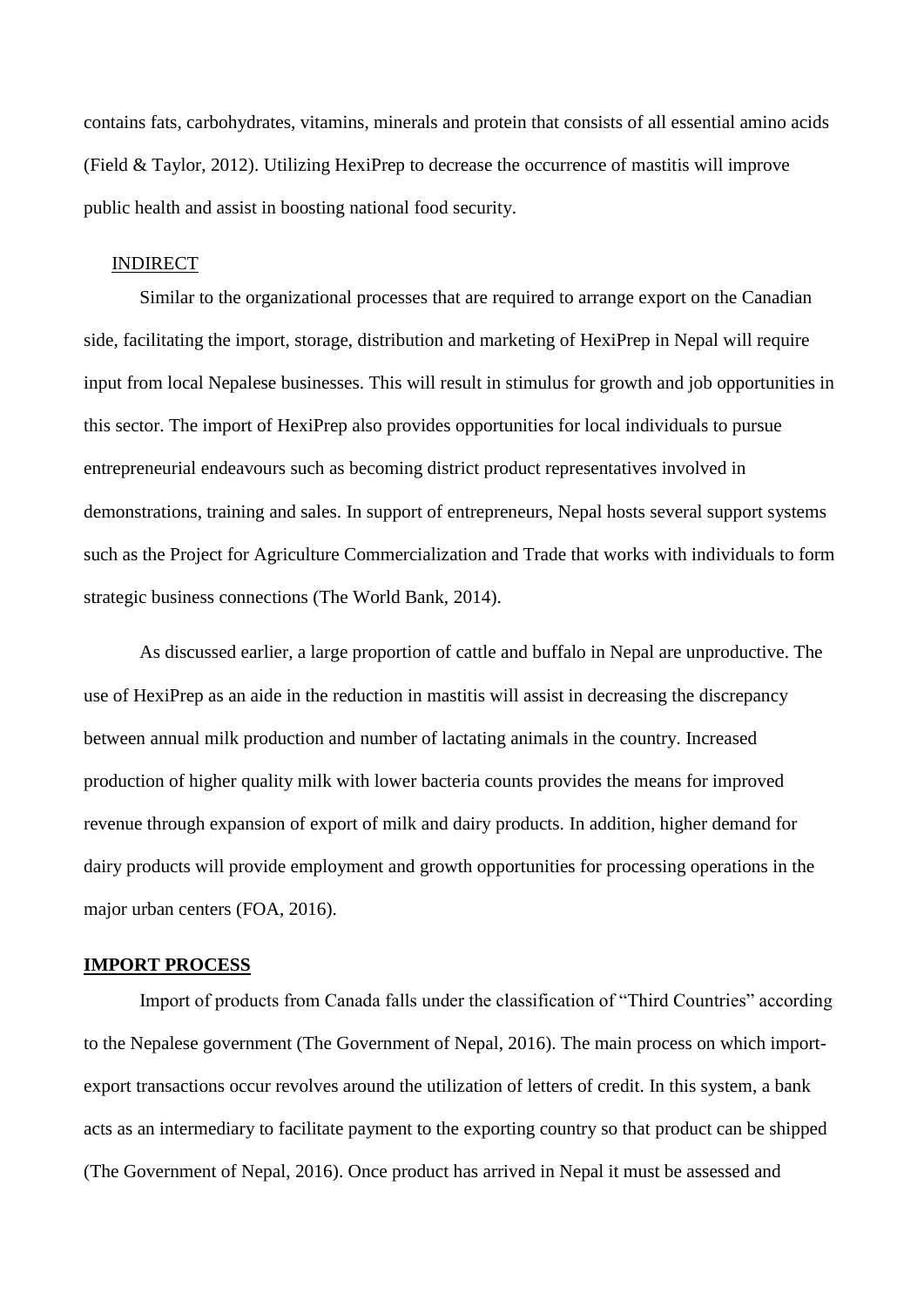contains fats, carbohydrates, vitamins, minerals and protein that consists of all essential amino acids (Field & Taylor, 2012). Utilizing HexiPrep to decrease the occurrence of mastitis will improve public health and assist in boosting national food security.

### INDIRECT

Similar to the organizational processes that are required to arrange export on the Canadian side, facilitating the import, storage, distribution and marketing of HexiPrep in Nepal will require input from local Nepalese businesses. This will result in stimulus for growth and job opportunities in this sector. The import of HexiPrep also provides opportunities for local individuals to pursue entrepreneurial endeavours such as becoming district product representatives involved in demonstrations, training and sales. In support of entrepreneurs, Nepal hosts several support systems such as the Project for Agriculture Commercialization and Trade that works with individuals to form strategic business connections (The World Bank, 2014).

As discussed earlier, a large proportion of cattle and buffalo in Nepal are unproductive. The use of HexiPrep as an aide in the reduction in mastitis will assist in decreasing the discrepancy between annual milk production and number of lactating animals in the country. Increased production of higher quality milk with lower bacteria counts provides the means for improved revenue through expansion of export of milk and dairy products. In addition, higher demand for dairy products will provide employment and growth opportunities for processing operations in the major urban centers (FOA, 2016).

## IMPORT PROCESS

Import of products from Canada falls under the classification of "Third Countries" according to the Nepalese government (The Government of Nepal, 2016). The main process on which import-export transactions occur revolves around the utilization of letters of credit. In this system, a bank acts as an intermediary to facilitate payment to the exporting country so that product can be shipped (The Government of Nepal, 2016). Once product has arrived in Nepal it must be assessed and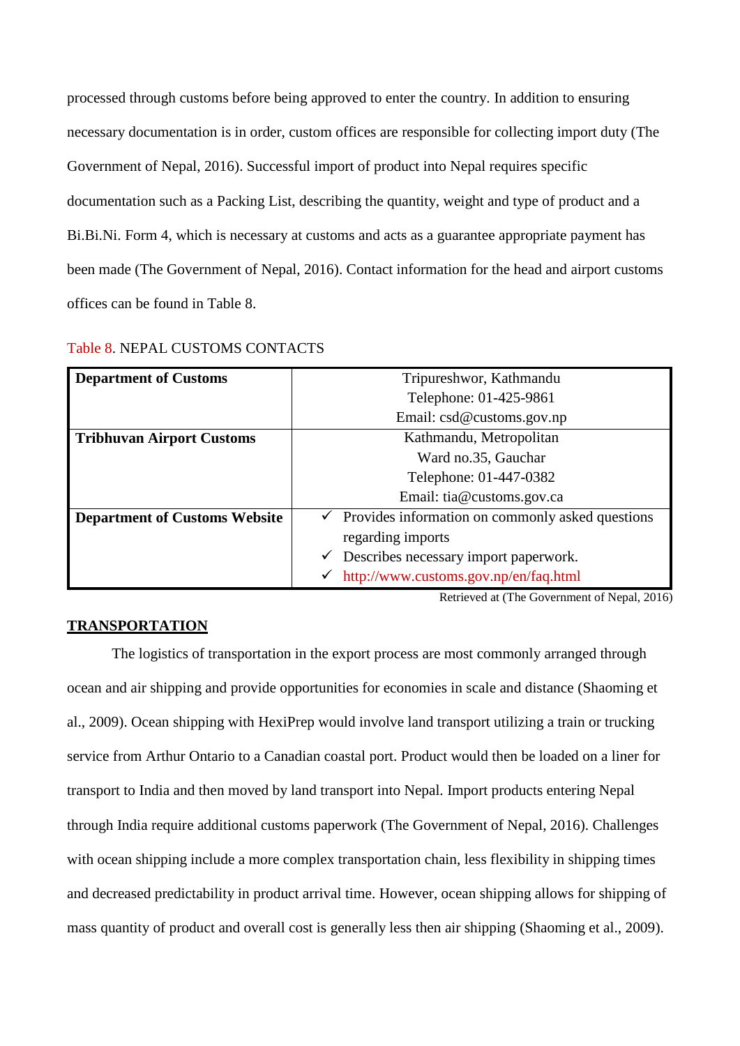processed through customs before being approved to enter the country. In addition to ensuring necessary documentation is in order, custom offices are responsible for collecting import duty (The Government of Nepal, 2016). Successful import of product into Nepal requires specific documentation such as a Packing List, describing the quantity, weight and type of product and a Bi.Bi.Ni. Form 4, which is necessary at customs and acts as a guarantee appropriate payment has been made (The Government of Nepal, 2016). Contact information for the head and airport customs offices can be found in Table 8.

Table 8. NEPAL CUSTOMS CONTACTS

| | |
|---|---|
| **Department of Customs** | Tripureshwor, Kathmandu<br>Telephone: 01-425-9861<br>Email: csd@customs.gov.np |
| **Tribhuvan Airport Customs** | Kathmandu, Metropolitan<br>Ward no.35, Gauchar<br>Telephone: 01-447-0382<br>Email: tia@customs.gov.ca |
| **Department of Customs Website** | ✓ Provides information on commonly asked questions regarding imports<br>✓ Describes necessary import paperwork.<br>✓ http://www.customs.gov.np/en/faq.html |

Retrieved at (The Government of Nepal, 2016)

## TRANSPORTATION

The logistics of transportation in the export process are most commonly arranged through ocean and air shipping and provide opportunities for economies in scale and distance (Shaoming et al., 2009). Ocean shipping with HexiPrep would involve land transport utilizing a train or trucking service from Arthur Ontario to a Canadian coastal port. Product would then be loaded on a liner for transport to India and then moved by land transport into Nepal. Import products entering Nepal through India require additional customs paperwork (The Government of Nepal, 2016). Challenges with ocean shipping include a more complex transportation chain, less flexibility in shipping times and decreased predictability in product arrival time. However, ocean shipping allows for shipping of mass quantity of product and overall cost is generally less then air shipping (Shaoming et al., 2009).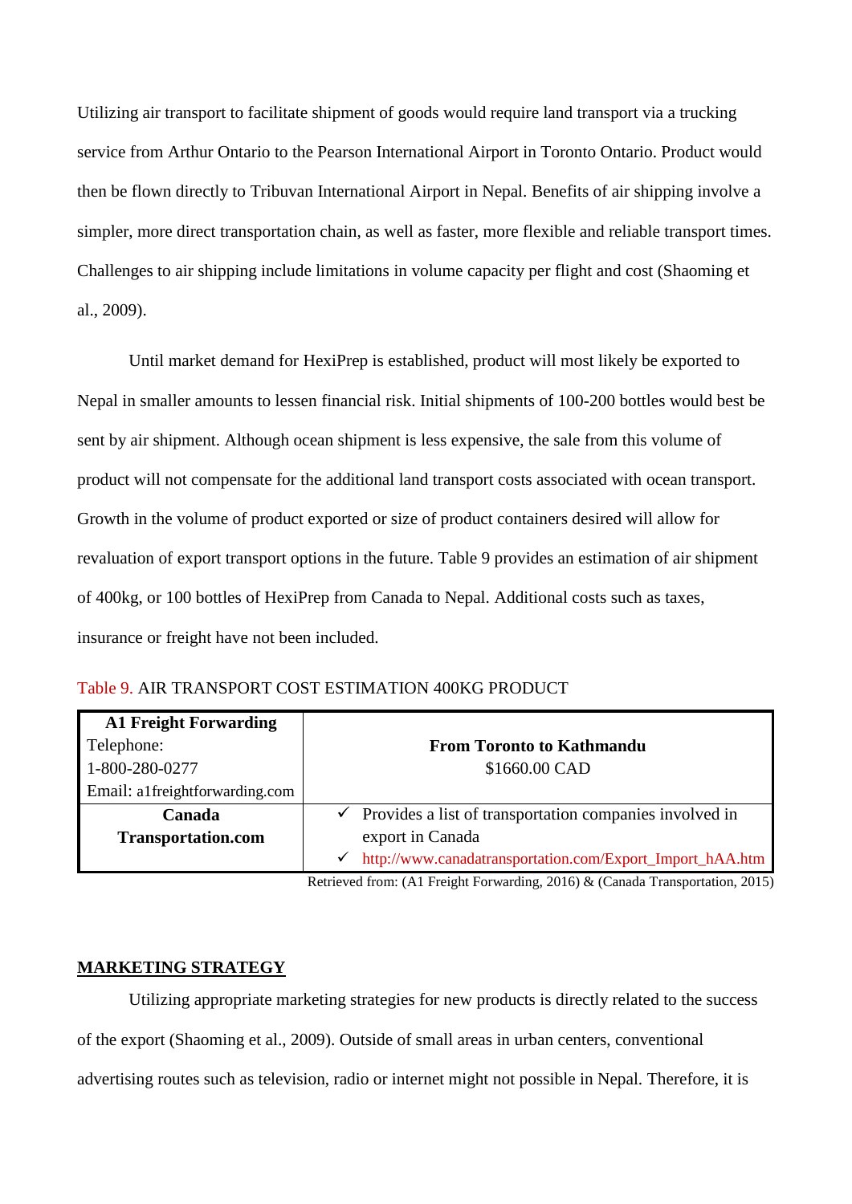Utilizing air transport to facilitate shipment of goods would require land transport via a trucking service from Arthur Ontario to the Pearson International Airport in Toronto Ontario. Product would then be flown directly to Tribuvan International Airport in Nepal. Benefits of air shipping involve a simpler, more direct transportation chain, as well as faster, more flexible and reliable transport times. Challenges to air shipping include limitations in volume capacity per flight and cost (Shaoming et al., 2009).

Until market demand for HexiPrep is established, product will most likely be exported to Nepal in smaller amounts to lessen financial risk. Initial shipments of 100-200 bottles would best be sent by air shipment. Although ocean shipment is less expensive, the sale from this volume of product will not compensate for the additional land transport costs associated with ocean transport. Growth in the volume of product exported or size of product containers desired will allow for revaluation of export transport options in the future. Table 9 provides an estimation of air shipment of 400kg, or 100 bottles of HexiPrep from Canada to Nepal. Additional costs such as taxes, insurance or freight have not been included.

Table 9. AIR TRANSPORT COST ESTIMATION 400KG PRODUCT

| **A1 Freight Forwarding**<br>Telephone:<br>1-800-280-0277<br>Email: a1freightforwarding.com | **From Toronto to Kathmandu**<br>$1660.00 CAD |
|---|---|
| **Canada Transportation.com** | ✓ Provides a list of transportation companies involved in export in Canada<br>✓ http://www.canadatransportation.com/Export_Import_hAA.htm |

Retrieved from: (A1 Freight Forwarding, 2016) & (Canada Transportation, 2015)

## MARKETING STRATEGY

Utilizing appropriate marketing strategies for new products is directly related to the success of the export (Shaoming et al., 2009). Outside of small areas in urban centers, conventional advertising routes such as television, radio or internet might not possible in Nepal. Therefore, it is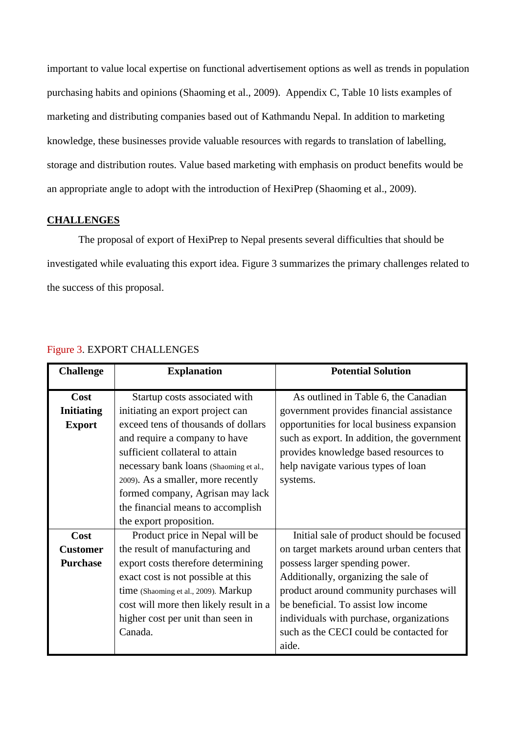important to value local expertise on functional advertisement options as well as trends in population purchasing habits and opinions (Shaoming et al., 2009). Appendix C, Table 10 lists examples of marketing and distributing companies based out of Kathmandu Nepal. In addition to marketing knowledge, these businesses provide valuable resources with regards to translation of labelling, storage and distribution routes. Value based marketing with emphasis on product benefits would be an appropriate angle to adopt with the introduction of HexiPrep (Shaoming et al., 2009).

## CHALLENGES

The proposal of export of HexiPrep to Nepal presents several difficulties that should be investigated while evaluating this export idea. Figure 3 summarizes the primary challenges related to the success of this proposal.

Figure 3. EXPORT CHALLENGES

| Challenge | Explanation | Potential Solution |
|---|---|---|
| **Cost Initiating Export** | Startup costs associated with initiating an export project can exceed tens of thousands of dollars and require a company to have sufficient collateral to attain necessary bank loans (Shaoming et al., 2009). As a smaller, more recently formed company, Agrisan may lack the financial means to accomplish the export proposition. | As outlined in Table 6, the Canadian government provides financial assistance opportunities for local business expansion such as export. In addition, the government provides knowledge based resources to help navigate various types of loan systems. |
| **Cost Customer Purchase** | Product price in Nepal will be the result of manufacturing and export costs therefore determining exact cost is not possible at this time (Shaoming et al., 2009). Markup cost will more then likely result in a higher cost per unit than seen in Canada. | Initial sale of product should be focused on target markets around urban centers that possess larger spending power. Additionally, organizing the sale of product around community purchases will be beneficial. To assist low income individuals with purchase, organizations such as the CECI could be contacted for aide. |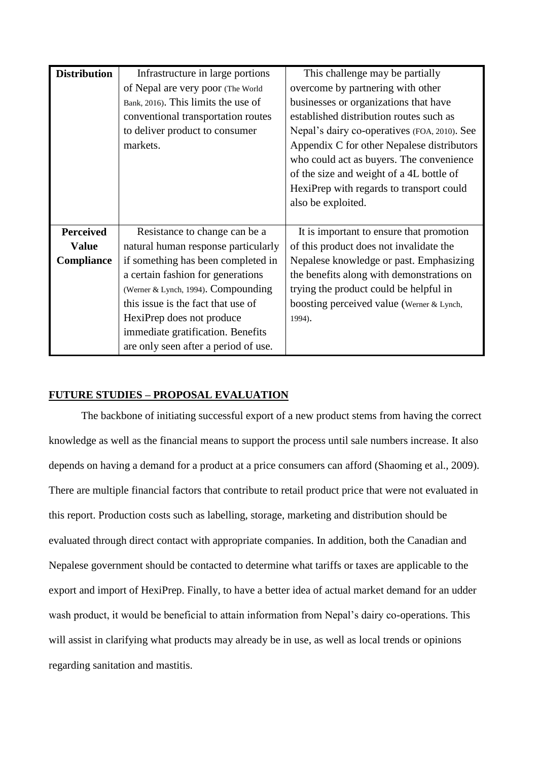| **Distribution** | Infrastructure in large portions of Nepal are very poor (The World Bank, 2016). This limits the use of conventional transportation routes to deliver product to consumer markets. | This challenge may be partially overcome by partnering with other businesses or organizations that have established distribution routes such as Nepal's dairy co-operatives (FOA, 2010). See Appendix C for other Nepalese distributors who could act as buyers. The convenience of the size and weight of a 4L bottle of HexiPrep with regards to transport could also be exploited. |
|---|---|---|
| **Perceived Value Compliance** | Resistance to change can be a natural human response particularly if something has been completed in a certain fashion for generations (Werner & Lynch, 1994). Compounding this issue is the fact that use of HexiPrep does not produce immediate gratification. Benefits are only seen after a period of use. | It is important to ensure that promotion of this product does not invalidate the Nepalese knowledge or past. Emphasizing the benefits along with demonstrations on trying the product could be helpful in boosting perceived value (Werner & Lynch, 1994). |

## FUTURE STUDIES – PROPOSAL EVALUATION

The backbone of initiating successful export of a new product stems from having the correct knowledge as well as the financial means to support the process until sale numbers increase. It also depends on having a demand for a product at a price consumers can afford (Shaoming et al., 2009). There are multiple financial factors that contribute to retail product price that were not evaluated in this report. Production costs such as labelling, storage, marketing and distribution should be evaluated through direct contact with appropriate companies. In addition, both the Canadian and Nepalese government should be contacted to determine what tariffs or taxes are applicable to the export and import of HexiPrep. Finally, to have a better idea of actual market demand for an udder wash product, it would be beneficial to attain information from Nepal's dairy co-operations. This will assist in clarifying what products may already be in use, as well as local trends or opinions regarding sanitation and mastitis.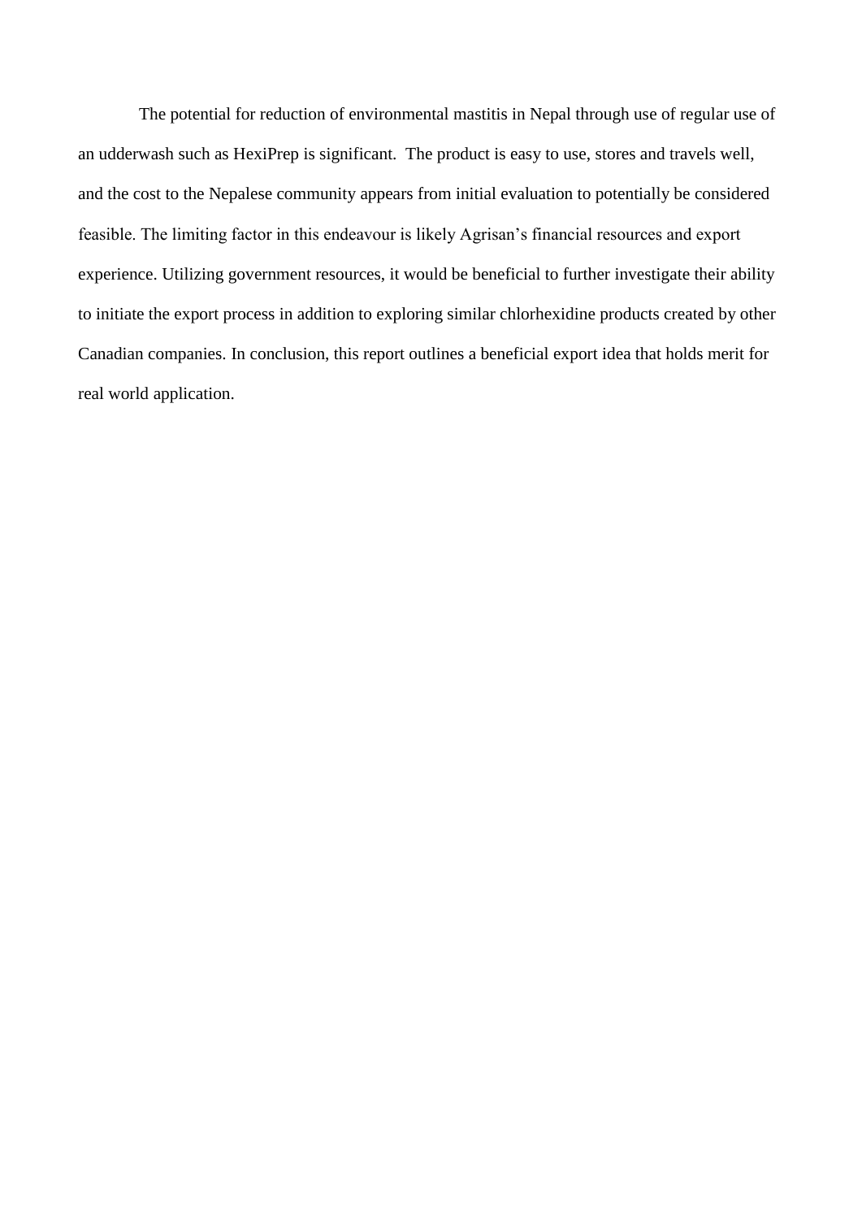The potential for reduction of environmental mastitis in Nepal through use of regular use of an udderwash such as HexiPrep is significant. The product is easy to use, stores and travels well, and the cost to the Nepalese community appears from initial evaluation to potentially be considered feasible. The limiting factor in this endeavour is likely Agrisan's financial resources and export experience. Utilizing government resources, it would be beneficial to further investigate their ability to initiate the export process in addition to exploring similar chlorhexidine products created by other Canadian companies. In conclusion, this report outlines a beneficial export idea that holds merit for real world application.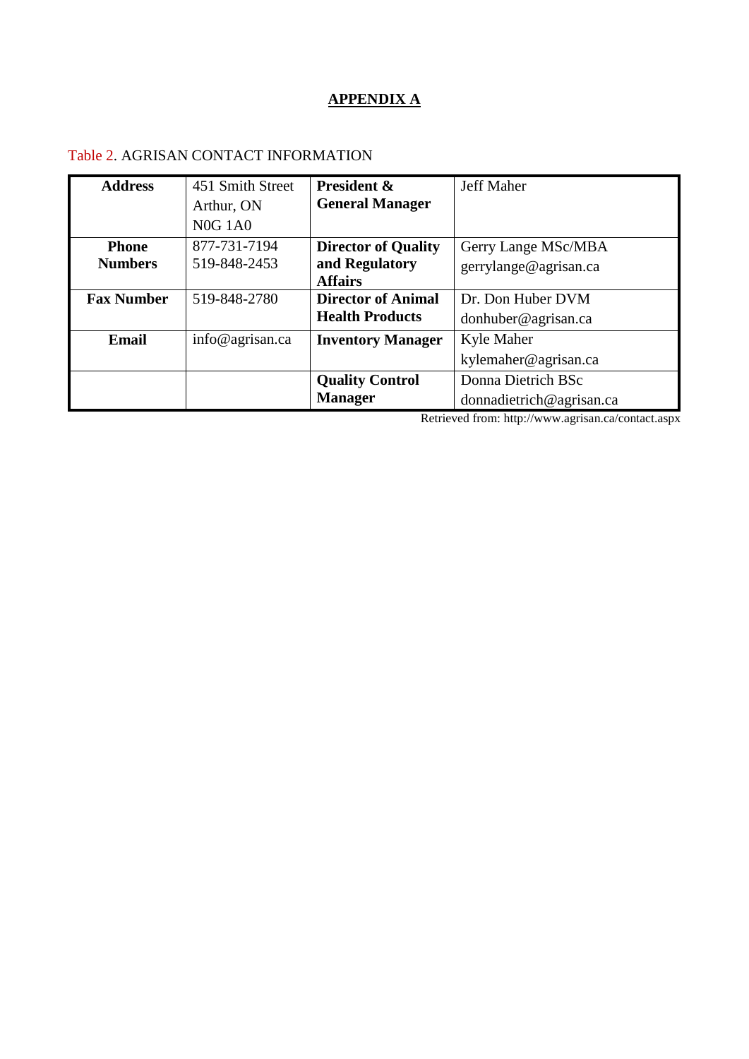# APPENDIX A

Table 2. AGRISAN CONTACT INFORMATION

| **Address** | 451 Smith Street<br>Arthur, ON<br>N0G 1A0 | **President & General Manager** | Jeff Maher |
|---|---|---|---|
| **Phone Numbers** | 877-731-7194<br>519-848-2453 | **Director of Quality and Regulatory Affairs** | Gerry Lange MSc/MBA<br>gerrylange@agrisan.ca |
| **Fax Number** | 519-848-2780 | **Director of Animal Health Products** | Dr. Don Huber DVM<br>donhuber@agrisan.ca |
| **Email** | info@agrisan.ca | **Inventory Manager** | Kyle Maher<br>kylemaher@agrisan.ca |
| | | **Quality Control Manager** | Donna Dietrich BSc<br>donnadietrich@agrisan.ca |

Retrieved from: http://www.agrisan.ca/contact.aspx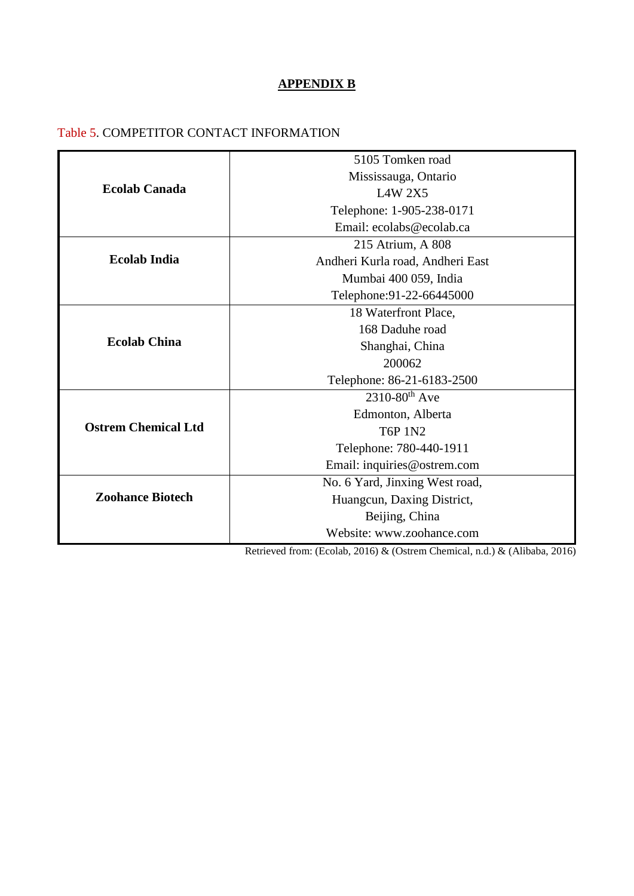# APPENDIX B

Table 5. COMPETITOR CONTACT INFORMATION

| | |
|---|---|
| **Ecolab Canada** | 5105 Tomken road<br>Mississauga, Ontario<br>L4W 2X5<br>Telephone: 1-905-238-0171<br>Email: ecolabs@ecolab.ca |
| **Ecolab India** | 215 Atrium, A 808<br>Andheri Kurla road, Andheri East<br>Mumbai 400 059, India<br>Telephone:91-22-66445000 |
| **Ecolab China** | 18 Waterfront Place,<br>168 Daduhe road<br>Shanghai, China<br>200062<br>Telephone: 86-21-6183-2500 |
| **Ostrem Chemical Ltd** | 2310-80th Ave<br>Edmonton, Alberta<br>T6P 1N2<br>Telephone: 780-440-1911<br>Email: inquiries@ostrem.com |
| **Zoohance Biotech** | No. 6 Yard, Jinxing West road,<br>Huangcun, Daxing District,<br>Beijing, China<br>Website: www.zoohance.com |

Retrieved from: (Ecolab, 2016) & (Ostrem Chemical, n.d.) & (Alibaba, 2016)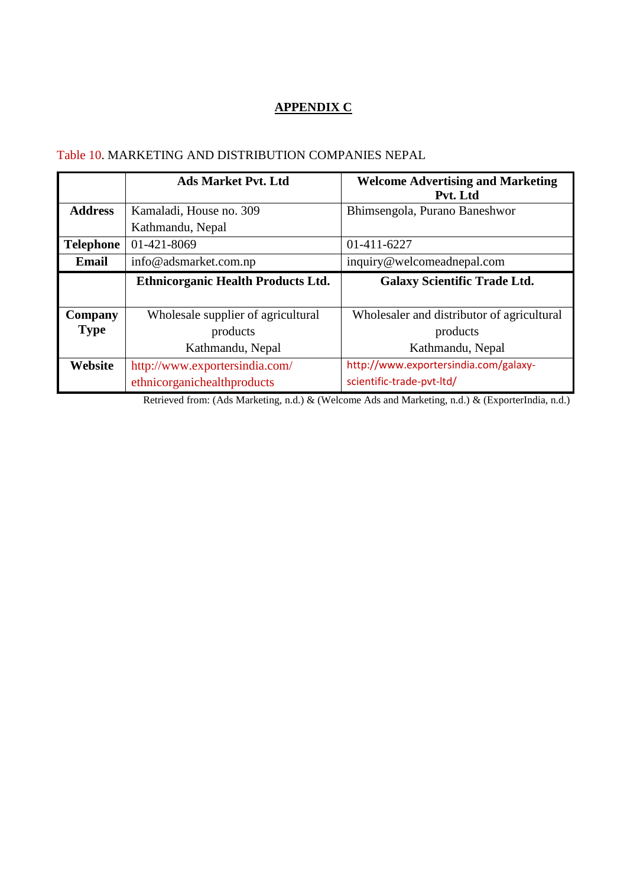## APPENDIX C

Table 10. MARKETING AND DISTRIBUTION COMPANIES NEPAL

| | **Ads Market Pvt. Ltd** | **Welcome Advertising and Marketing Pvt. Ltd** |
|---|---|---|
| **Address** | Kamaladi, House no. 309 Kathmandu, Nepal | Bhimsengola, Purano Baneshwor |
| **Telephone** | 01-421-8069 | 01-411-6227 |
| **Email** | info@adsmarket.com.np | inquiry@welcomeadnepal.com |
| | **Ethnicorganic Health Products Ltd.** | **Galaxy Scientific Trade Ltd.** |
| **Company Type** | Wholesale supplier of agricultural products Kathmandu, Nepal | Wholesaler and distributor of agricultural products Kathmandu, Nepal |
| **Website** | http://www.exportersindia.com/ethnicorganichealthproducts | http://www.exportersindia.com/galaxy-scientific-trade-pvt-ltd/ |

Retrieved from: (Ads Marketing, n.d.) & (Welcome Ads and Marketing, n.d.) & (ExporterIndia, n.d.)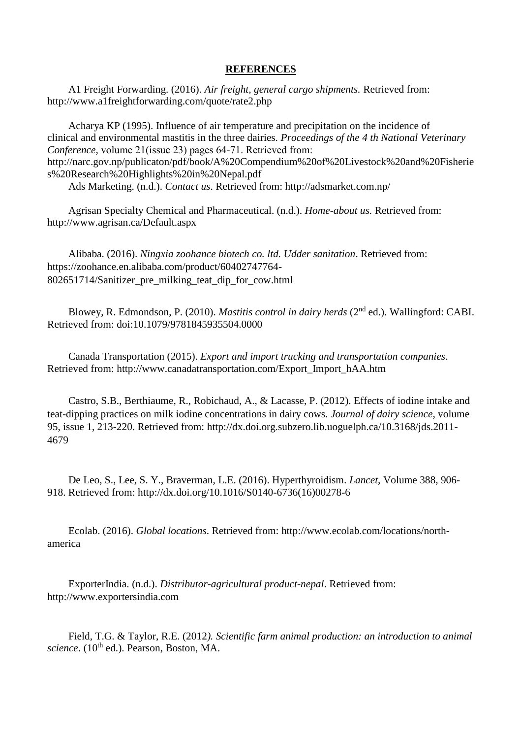## REFERENCES

A1 Freight Forwarding. (2016). *Air freight, general cargo shipments.* Retrieved from: http://www.a1freightforwarding.com/quote/rate2.php

Acharya KP (1995). Influence of air temperature and precipitation on the incidence of clinical and environmental mastitis in the three dairies. *Proceedings of the 4 th National Veterinary Conference,* volume 21(issue 23) pages 64-71. Retrieved from: http://narc.gov.np/publicaton/pdf/book/A%20Compendium%20of%20Livestock%20and%20Fisheries%20Research%20Highlights%20in%20Nepal.pdf

Ads Marketing. (n.d.). *Contact us*. Retrieved from: http://adsmarket.com.np/

Agrisan Specialty Chemical and Pharmaceutical. (n.d.). *Home-about us.* Retrieved from: http://www.agrisan.ca/Default.aspx

Alibaba. (2016). *Ningxia zoohance biotech co. ltd. Udder sanitation*. Retrieved from: https://zoohance.en.alibaba.com/product/60402747764-802651714/Sanitizer_pre_milking_teat_dip_for_cow.html

Blowey, R. Edmondson, P. (2010). *Mastitis control in dairy herds* (2nd ed.). Wallingford: CABI. Retrieved from: doi:10.1079/9781845935504.0000

Canada Transportation (2015). *Export and import trucking and transportation companies*. Retrieved from: http://www.canadatransportation.com/Export_Import_hAA.htm

Castro, S.B., Berthiaume, R., Robichaud, A., & Lacasse, P. (2012). Effects of iodine intake and teat-dipping practices on milk iodine concentrations in dairy cows. *Journal of dairy science*, volume 95, issue 1, 213-220. Retrieved from: http://dx.doi.org.subzero.lib.uoguelph.ca/10.3168/jds.2011-4679

De Leo, S., Lee, S. Y., Braverman, L.E. (2016). Hyperthyroidism. *Lancet,* Volume 388, 906-918. Retrieved from: http://dx.doi.org/10.1016/S0140-6736(16)00278-6

Ecolab. (2016). *Global locations*. Retrieved from: http://www.ecolab.com/locations/north-america

ExporterIndia. (n.d.). *Distributor-agricultural product-nepal*. Retrieved from: http://www.exportersindia.com

Field, T.G. & Taylor, R.E. (2012*). Scientific farm animal production: an introduction to animal science*. (10th ed.). Pearson, Boston, MA.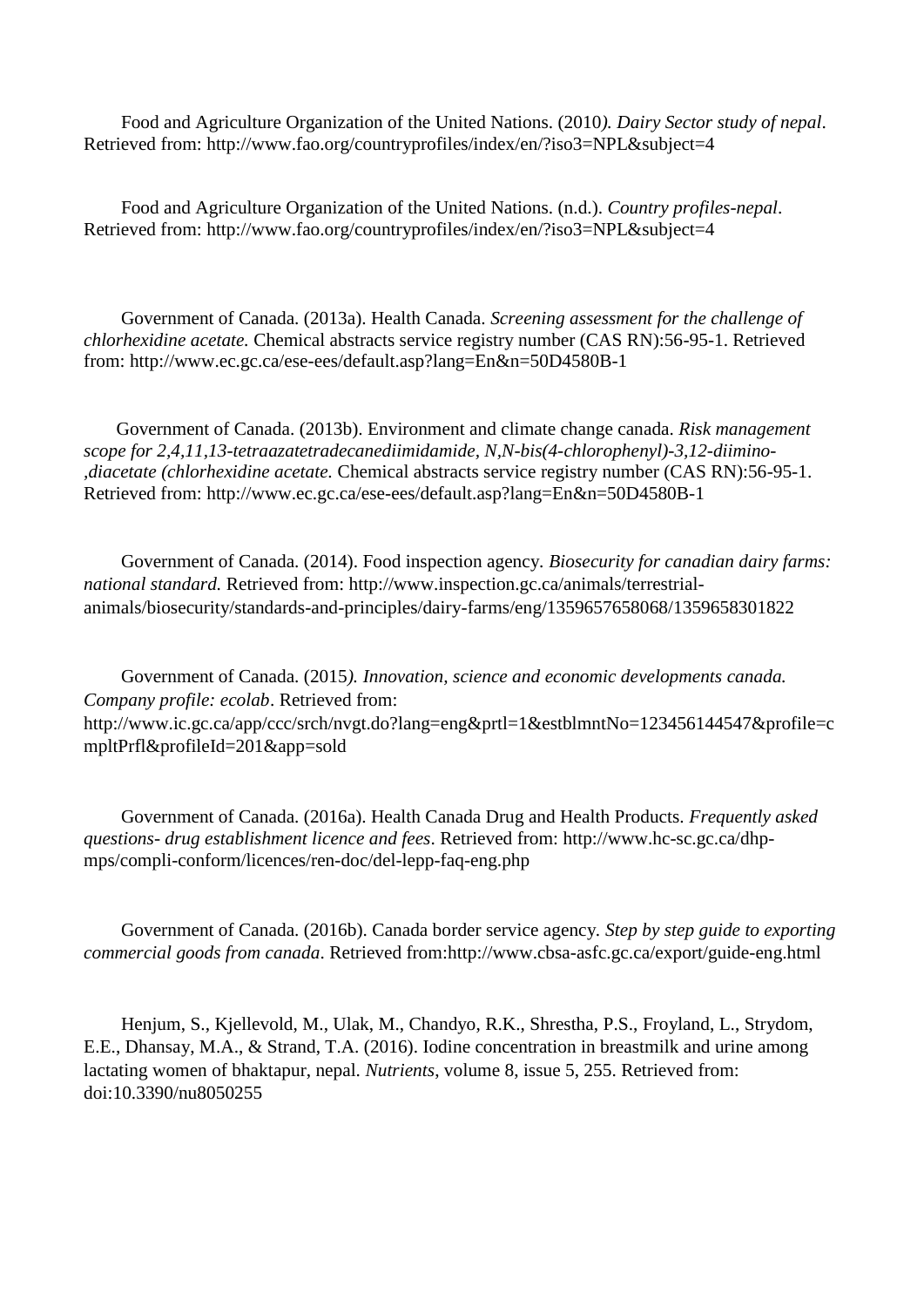Food and Agriculture Organization of the United Nations. (2010*). Dairy Sector study of nepal*. Retrieved from: http://www.fao.org/countryprofiles/index/en/?iso3=NPL&subject=4

Food and Agriculture Organization of the United Nations. (n.d.). *Country profiles-nepal*. Retrieved from: http://www.fao.org/countryprofiles/index/en/?iso3=NPL&subject=4

Government of Canada. (2013a). Health Canada. *Screening assessment for the challenge of chlorhexidine acetate.* Chemical abstracts service registry number (CAS RN):56-95-1. Retrieved from: http://www.ec.gc.ca/ese-ees/default.asp?lang=En&n=50D4580B-1

Government of Canada. (2013b). Environment and climate change canada. *Risk management scope for 2,4,11,13-tetraazatetradecanediimidamide, N,N-bis(4-chlorophenyl)-3,12-diimino-,diacetate (chlorhexidine acetate.* Chemical abstracts service registry number (CAS RN):56-95-1. Retrieved from: http://www.ec.gc.ca/ese-ees/default.asp?lang=En&n=50D4580B-1

Government of Canada. (2014). Food inspection agency*. Biosecurity for canadian dairy farms: national standard.* Retrieved from: http://www.inspection.gc.ca/animals/terrestrial-animals/biosecurity/standards-and-principles/dairy-farms/eng/1359657658068/1359658301822

Government of Canada. (2015*). Innovation, science and economic developments canada. Company profile: ecolab*. Retrieved from: http://www.ic.gc.ca/app/ccc/srch/nvgt.do?lang=eng&prtl=1&estblmntNo=123456144547&profile=cmpltPrfl&profileId=201&app=sold

Government of Canada. (2016a). Health Canada Drug and Health Products. *Frequently asked questions- drug establishment licence and fees*. Retrieved from: http://www.hc-sc.gc.ca/dhp-mps/compli-conform/licences/ren-doc/del-lepp-faq-eng.php

Government of Canada. (2016b). Canada border service agency*. Step by step guide to exporting commercial goods from canada*. Retrieved from:http://www.cbsa-asfc.gc.ca/export/guide-eng.html

Henjum, S., Kjellevold, M., Ulak, M., Chandyo, R.K., Shrestha, P.S., Froyland, L., Strydom, E.E., Dhansay, M.A., & Strand, T.A. (2016). Iodine concentration in breastmilk and urine among lactating women of bhaktapur, nepal. *Nutrients*, volume 8, issue 5, 255. Retrieved from: doi:10.3390/nu8050255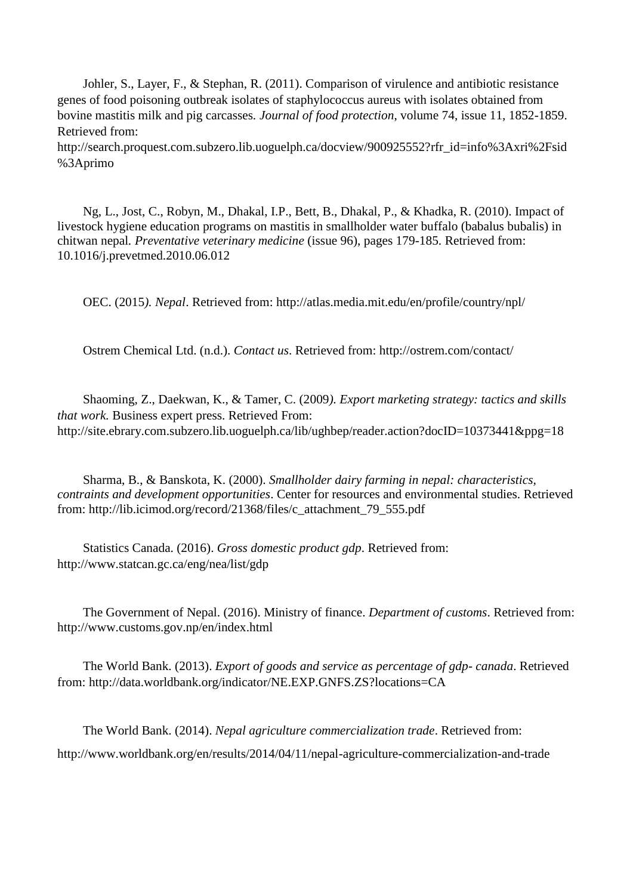Johler, S., Layer, F., & Stephan, R. (2011). Comparison of virulence and antibiotic resistance genes of food poisoning outbreak isolates of staphylococcus aureus with isolates obtained from bovine mastitis milk and pig carcasses*. Journal of food protection*, volume 74, issue 11, 1852-1859. Retrieved from: http://search.proquest.com.subzero.lib.uoguelph.ca/docview/900925552?rfr_id=info%3Axri%2Fsid%3Aprimo

Ng, L., Jost, C., Robyn, M., Dhakal, I.P., Bett, B., Dhakal, P., & Khadka, R. (2010). Impact of livestock hygiene education programs on mastitis in smallholder water buffalo (babalus bubalis) in chitwan nepal*. Preventative veterinary medicine* (issue 96), pages 179-185. Retrieved from: 10.1016/j.prevetmed.2010.06.012

OEC. (2015*). Nepal*. Retrieved from: http://atlas.media.mit.edu/en/profile/country/npl/

Ostrem Chemical Ltd. (n.d.). *Contact us*. Retrieved from: http://ostrem.com/contact/

Shaoming, Z., Daekwan, K., & Tamer, C. (2009*). Export marketing strategy: tactics and skills that work.* Business expert press. Retrieved From: http://site.ebrary.com.subzero.lib.uoguelph.ca/lib/ughbep/reader.action?docID=10373441&ppg=18

Sharma, B., & Banskota, K. (2000). *Smallholder dairy farming in nepal: characteristics, contraints and development opportunities*. Center for resources and environmental studies. Retrieved from: http://lib.icimod.org/record/21368/files/c_attachment_79_555.pdf

Statistics Canada. (2016). *Gross domestic product gdp*. Retrieved from: http://www.statcan.gc.ca/eng/nea/list/gdp

The Government of Nepal. (2016). Ministry of finance. *Department of customs*. Retrieved from: http://www.customs.gov.np/en/index.html

The World Bank. (2013). *Export of goods and service as percentage of gdp- canada*. Retrieved from: http://data.worldbank.org/indicator/NE.EXP.GNFS.ZS?locations=CA

The World Bank. (2014). *Nepal agriculture commercialization trade*. Retrieved from: http://www.worldbank.org/en/results/2014/04/11/nepal-agriculture-commercialization-and-trade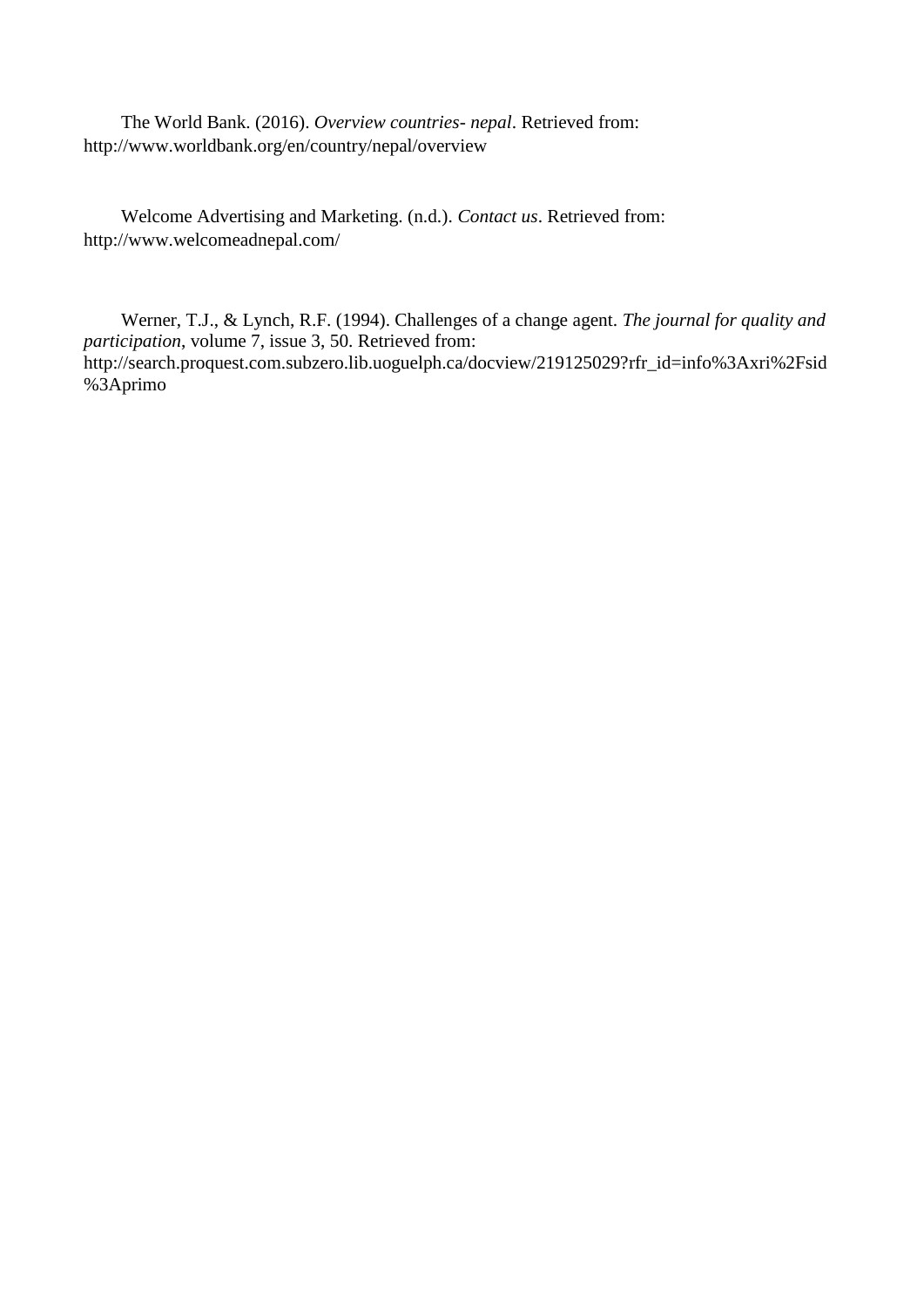The World Bank. (2016). *Overview countries- nepal*. Retrieved from: http://www.worldbank.org/en/country/nepal/overview

Welcome Advertising and Marketing. (n.d.). *Contact us*. Retrieved from: http://www.welcomeadnepal.com/

Werner, T.J., & Lynch, R.F. (1994). Challenges of a change agent. *The journal for quality and participation*, volume 7, issue 3, 50. Retrieved from: http://search.proquest.com.subzero.lib.uoguelph.ca/docview/219125029?rfr_id=info%3Axri%2Fsid%3Aprimo